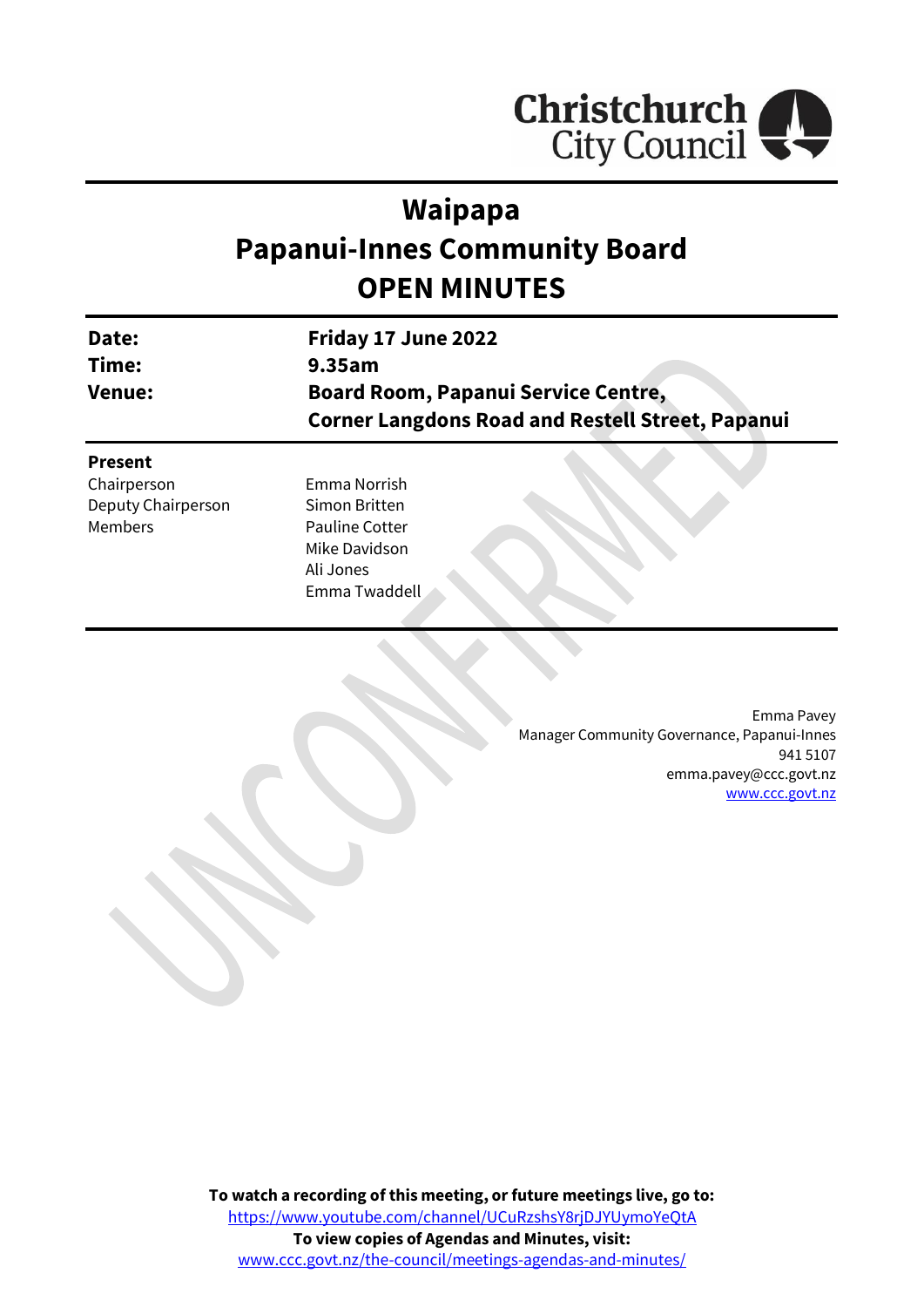Christchurch City Council

# Waipapa
# Papanui-Innes Community Board
# OPEN MINUTES

| | |
|---|---|
| **Date:** | **Friday 17 June 2022** |
| **Time:** | **9.35am** |
| **Venue:** | **Board Room, Papanui Service Centre, Corner Langdons Road and Restell Street, Papanui** |

**Present**

| | |
|---|---|
| Chairperson | Emma Norrish |
| Deputy Chairperson | Simon Britten |
| Members | Pauline Cotter |
| | Mike Davidson |
| | Ali Jones |
| | Emma Twaddell |

UNCONFIRMED

Emma Pavey
Manager Community Governance, Papanui-Innes
941 5107
emma.pavey@ccc.govt.nz
www.ccc.govt.nz

**To watch a recording of this meeting, or future meetings live, go to:**
https://www.youtube.com/channel/UCuRzshsY8rjDJYUymoYeQtA
**To view copies of Agendas and Minutes, visit:**
www.ccc.govt.nz/the-council/meetings-agendas-and-minutes/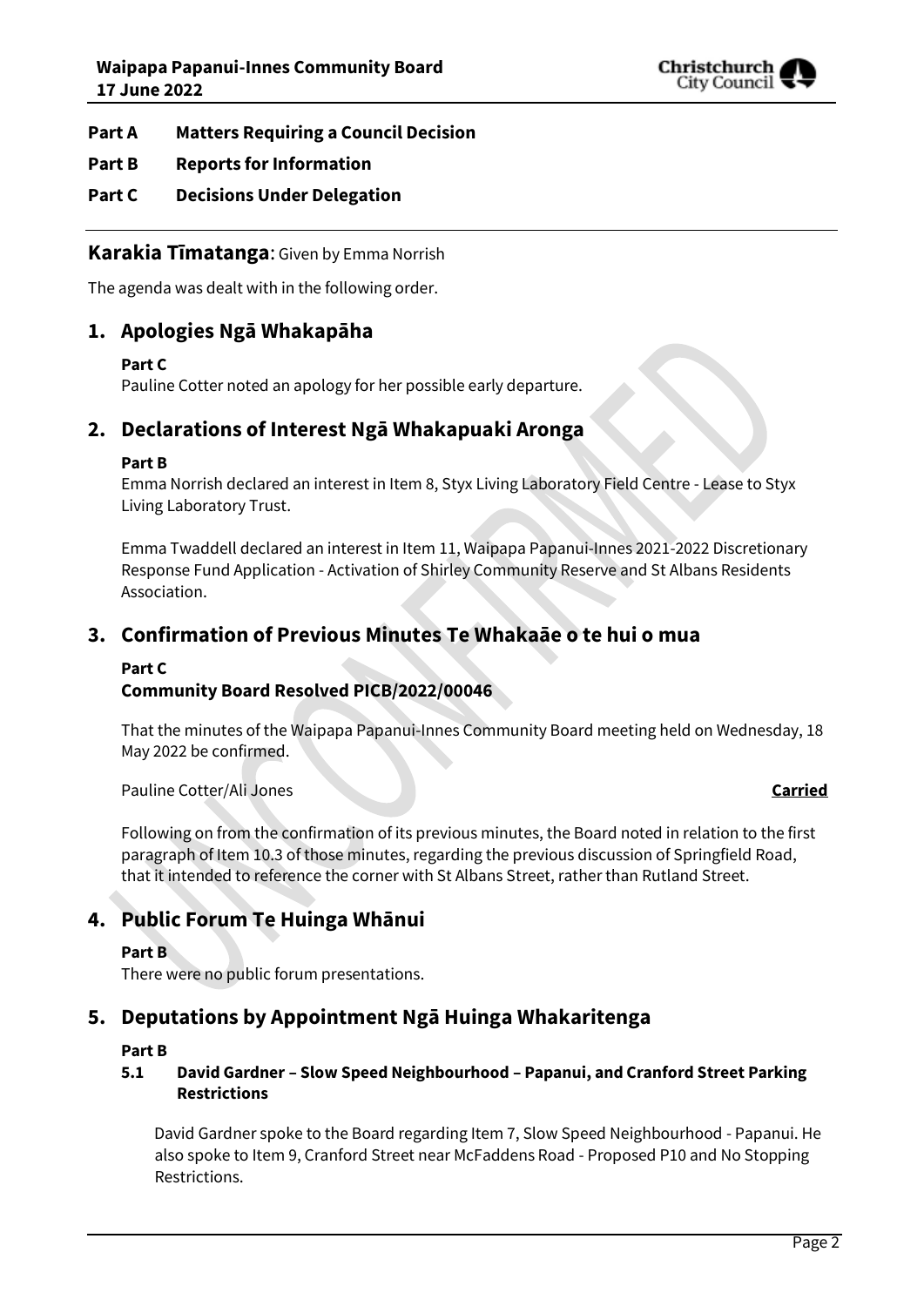**Part A Matters Requiring a Council Decision**

**Part B Reports for Information**

**Part C Decisions Under Delegation**

---

## Karakia Tīmatanga: Given by Emma Norrish

The agenda was dealt with in the following order.

## 1. Apologies Ngā Whakapāha

**Part C**

Pauline Cotter noted an apology for her possible early departure.

## 2. Declarations of Interest Ngā Whakapuaki Aronga

**Part B**

Emma Norrish declared an interest in Item 8, Styx Living Laboratory Field Centre - Lease to Styx Living Laboratory Trust.

Emma Twaddell declared an interest in Item 11, Waipapa Papanui-Innes 2021-2022 Discretionary Response Fund Application - Activation of Shirley Community Reserve and St Albans Residents Association.

## 3. Confirmation of Previous Minutes Te Whakaāe o te hui o mua

**Part C**

**Community Board Resolved PICB/2022/00046**

That the minutes of the Waipapa Papanui-Innes Community Board meeting held on Wednesday, 18 May 2022 be confirmed.

Pauline Cotter/Ali Jones **Carried**

Following on from the confirmation of its previous minutes, the Board noted in relation to the first paragraph of Item 10.3 of those minutes, regarding the previous discussion of Springfield Road, that it intended to reference the corner with St Albans Street, rather than Rutland Street.

## 4. Public Forum Te Huinga Whānui

**Part B**

There were no public forum presentations.

## 5. Deputations by Appointment Ngā Huinga Whakaritenga

**Part B**

### 5.1 David Gardner – Slow Speed Neighbourhood – Papanui, and Cranford Street Parking Restrictions

David Gardner spoke to the Board regarding Item 7, Slow Speed Neighbourhood - Papanui. He also spoke to Item 9, Cranford Street near McFaddens Road - Proposed P10 and No Stopping Restrictions.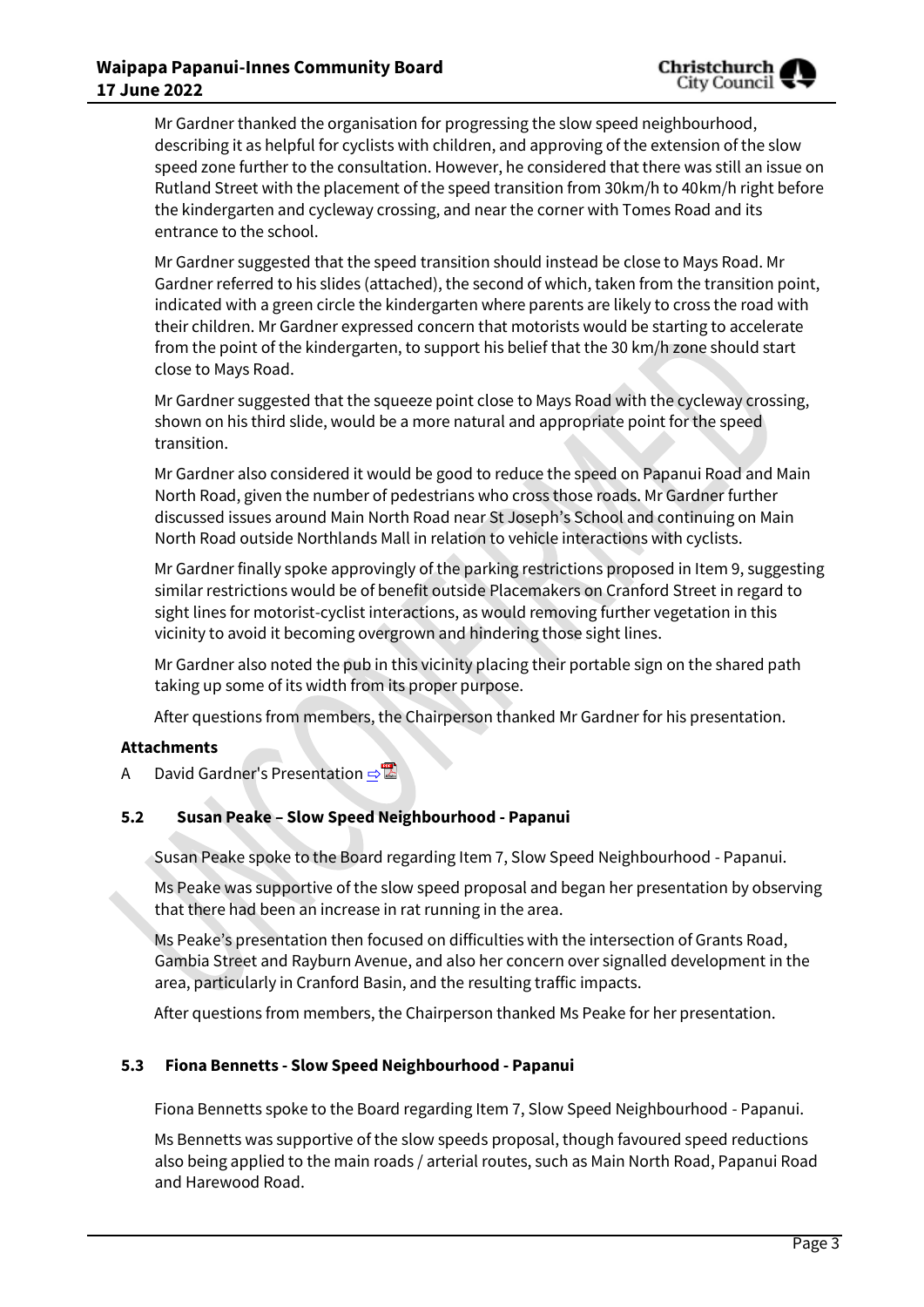Mr Gardner thanked the organisation for progressing the slow speed neighbourhood, describing it as helpful for cyclists with children, and approving of the extension of the slow speed zone further to the consultation. However, he considered that there was still an issue on Rutland Street with the placement of the speed transition from 30km/h to 40km/h right before the kindergarten and cycleway crossing, and near the corner with Tomes Road and its entrance to the school.

Mr Gardner suggested that the speed transition should instead be close to Mays Road. Mr Gardner referred to his slides (attached), the second of which, taken from the transition point, indicated with a green circle the kindergarten where parents are likely to cross the road with their children. Mr Gardner expressed concern that motorists would be starting to accelerate from the point of the kindergarten, to support his belief that the 30 km/h zone should start close to Mays Road.

Mr Gardner suggested that the squeeze point close to Mays Road with the cycleway crossing, shown on his third slide, would be a more natural and appropriate point for the speed transition.

Mr Gardner also considered it would be good to reduce the speed on Papanui Road and Main North Road, given the number of pedestrians who cross those roads. Mr Gardner further discussed issues around Main North Road near St Joseph's School and continuing on Main North Road outside Northlands Mall in relation to vehicle interactions with cyclists.

Mr Gardner finally spoke approvingly of the parking restrictions proposed in Item 9, suggesting similar restrictions would be of benefit outside Placemakers on Cranford Street in regard to sight lines for motorist-cyclist interactions, as would removing further vegetation in this vicinity to avoid it becoming overgrown and hindering those sight lines.

Mr Gardner also noted the pub in this vicinity placing their portable sign on the shared path taking up some of its width from its proper purpose.

After questions from members, the Chairperson thanked Mr Gardner for his presentation.

**Attachments**

A David Gardner's Presentation ⇨

### 5.2 Susan Peake – Slow Speed Neighbourhood - Papanui

Susan Peake spoke to the Board regarding Item 7, Slow Speed Neighbourhood - Papanui.

Ms Peake was supportive of the slow speed proposal and began her presentation by observing that there had been an increase in rat running in the area.

Ms Peake's presentation then focused on difficulties with the intersection of Grants Road, Gambia Street and Rayburn Avenue, and also her concern over signalled development in the area, particularly in Cranford Basin, and the resulting traffic impacts.

After questions from members, the Chairperson thanked Ms Peake for her presentation.

### 5.3 Fiona Bennetts - Slow Speed Neighbourhood - Papanui

Fiona Bennetts spoke to the Board regarding Item 7, Slow Speed Neighbourhood - Papanui.

Ms Bennetts was supportive of the slow speeds proposal, though favoured speed reductions also being applied to the main roads / arterial routes, such as Main North Road, Papanui Road and Harewood Road.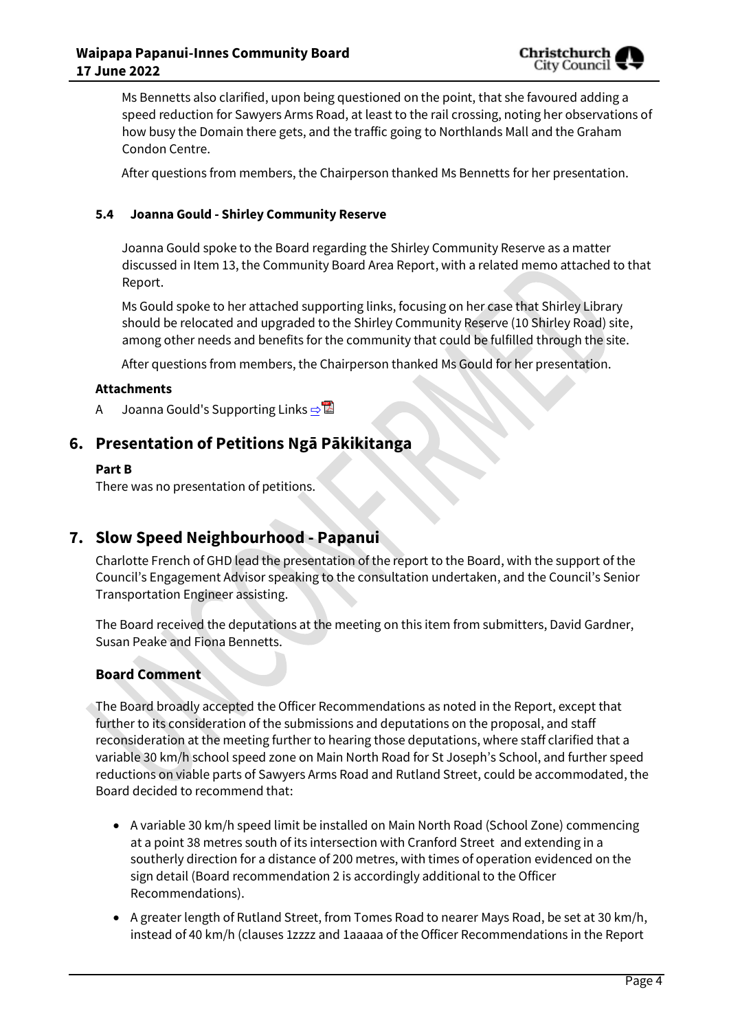Ms Bennetts also clarified, upon being questioned on the point, that she favoured adding a speed reduction for Sawyers Arms Road, at least to the rail crossing, noting her observations of how busy the Domain there gets, and the traffic going to Northlands Mall and the Graham Condon Centre.

After questions from members, the Chairperson thanked Ms Bennetts for her presentation.

#### 5.4 Joanna Gould - Shirley Community Reserve

Joanna Gould spoke to the Board regarding the Shirley Community Reserve as a matter discussed in Item 13, the Community Board Area Report, with a related memo attached to that Report.

Ms Gould spoke to her attached supporting links, focusing on her case that Shirley Library should be relocated and upgraded to the Shirley Community Reserve (10 Shirley Road) site, among other needs and benefits for the community that could be fulfilled through the site.

After questions from members, the Chairperson thanked Ms Gould for her presentation.

**Attachments**

A Joanna Gould's Supporting Links

## 6. Presentation of Petitions Ngā Pākikitanga

**Part B**

There was no presentation of petitions.

## 7. Slow Speed Neighbourhood - Papanui

Charlotte French of GHD lead the presentation of the report to the Board, with the support of the Council's Engagement Advisor speaking to the consultation undertaken, and the Council's Senior Transportation Engineer assisting.

The Board received the deputations at the meeting on this item from submitters, David Gardner, Susan Peake and Fiona Bennetts.

### Board Comment

The Board broadly accepted the Officer Recommendations as noted in the Report, except that further to its consideration of the submissions and deputations on the proposal, and staff reconsideration at the meeting further to hearing those deputations, where staff clarified that a variable 30 km/h school speed zone on Main North Road for St Joseph's School, and further speed reductions on viable parts of Sawyers Arms Road and Rutland Street, could be accommodated, the Board decided to recommend that:

- A variable 30 km/h speed limit be installed on Main North Road (School Zone) commencing at a point 38 metres south of its intersection with Cranford Street and extending in a southerly direction for a distance of 200 metres, with times of operation evidenced on the sign detail (Board recommendation 2 is accordingly additional to the Officer Recommendations).
- A greater length of Rutland Street, from Tomes Road to nearer Mays Road, be set at 30 km/h, instead of 40 km/h (clauses 1zzzz and 1aaaaa of the Officer Recommendations in the Report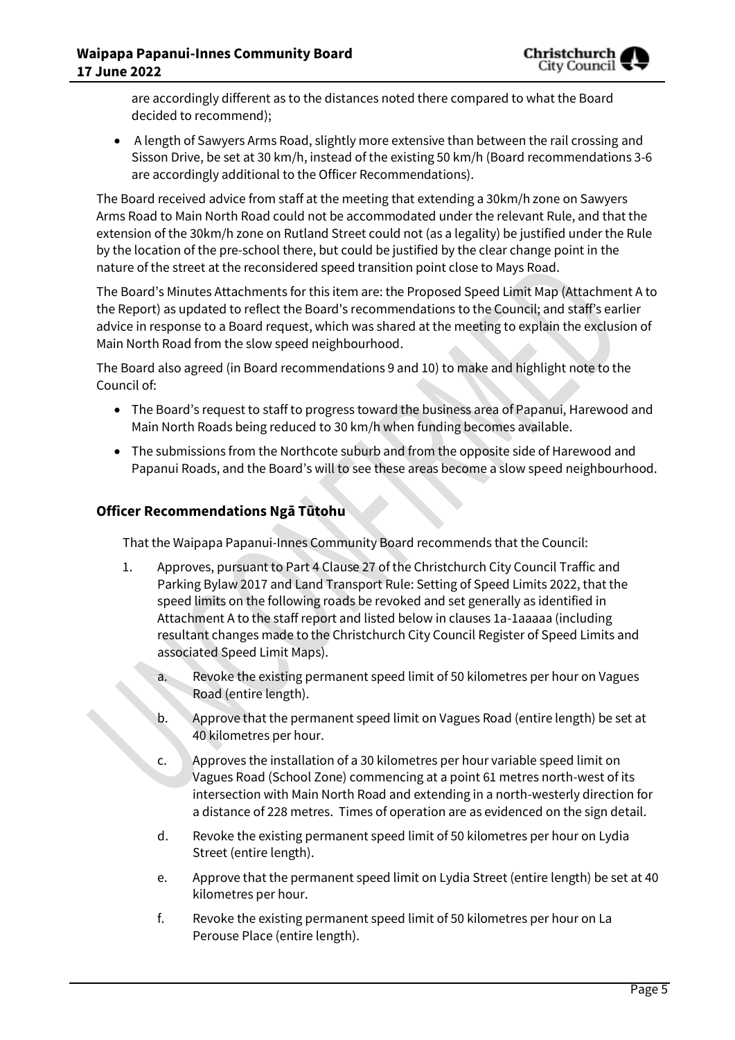are accordingly different as to the distances noted there compared to what the Board decided to recommend);

- A length of Sawyers Arms Road, slightly more extensive than between the rail crossing and Sisson Drive, be set at 30 km/h, instead of the existing 50 km/h (Board recommendations 3-6 are accordingly additional to the Officer Recommendations).

The Board received advice from staff at the meeting that extending a 30km/h zone on Sawyers Arms Road to Main North Road could not be accommodated under the relevant Rule, and that the extension of the 30km/h zone on Rutland Street could not (as a legality) be justified under the Rule by the location of the pre-school there, but could be justified by the clear change point in the nature of the street at the reconsidered speed transition point close to Mays Road.

The Board's Minutes Attachments for this item are: the Proposed Speed Limit Map (Attachment A to the Report) as updated to reflect the Board's recommendations to the Council; and staff's earlier advice in response to a Board request, which was shared at the meeting to explain the exclusion of Main North Road from the slow speed neighbourhood.

The Board also agreed (in Board recommendations 9 and 10) to make and highlight note to the Council of:

- The Board's request to staff to progress toward the business area of Papanui, Harewood and Main North Roads being reduced to 30 km/h when funding becomes available.
- The submissions from the Northcote suburb and from the opposite side of Harewood and Papanui Roads, and the Board's will to see these areas become a slow speed neighbourhood.

### Officer Recommendations Ngā Tūtohu

That the Waipapa Papanui-Innes Community Board recommends that the Council:

1. Approves, pursuant to Part 4 Clause 27 of the Christchurch City Council Traffic and Parking Bylaw 2017 and Land Transport Rule: Setting of Speed Limits 2022, that the speed limits on the following roads be revoked and set generally as identified in Attachment A to the staff report and listed below in clauses 1a-1aaaaa (including resultant changes made to the Christchurch City Council Register of Speed Limits and associated Speed Limit Maps).
   a. Revoke the existing permanent speed limit of 50 kilometres per hour on Vagues Road (entire length).
   b. Approve that the permanent speed limit on Vagues Road (entire length) be set at 40 kilometres per hour.
   c. Approves the installation of a 30 kilometres per hour variable speed limit on Vagues Road (School Zone) commencing at a point 61 metres north-west of its intersection with Main North Road and extending in a north-westerly direction for a distance of 228 metres. Times of operation are as evidenced on the sign detail.
   d. Revoke the existing permanent speed limit of 50 kilometres per hour on Lydia Street (entire length).
   e. Approve that the permanent speed limit on Lydia Street (entire length) be set at 40 kilometres per hour.
   f. Revoke the existing permanent speed limit of 50 kilometres per hour on La Perouse Place (entire length).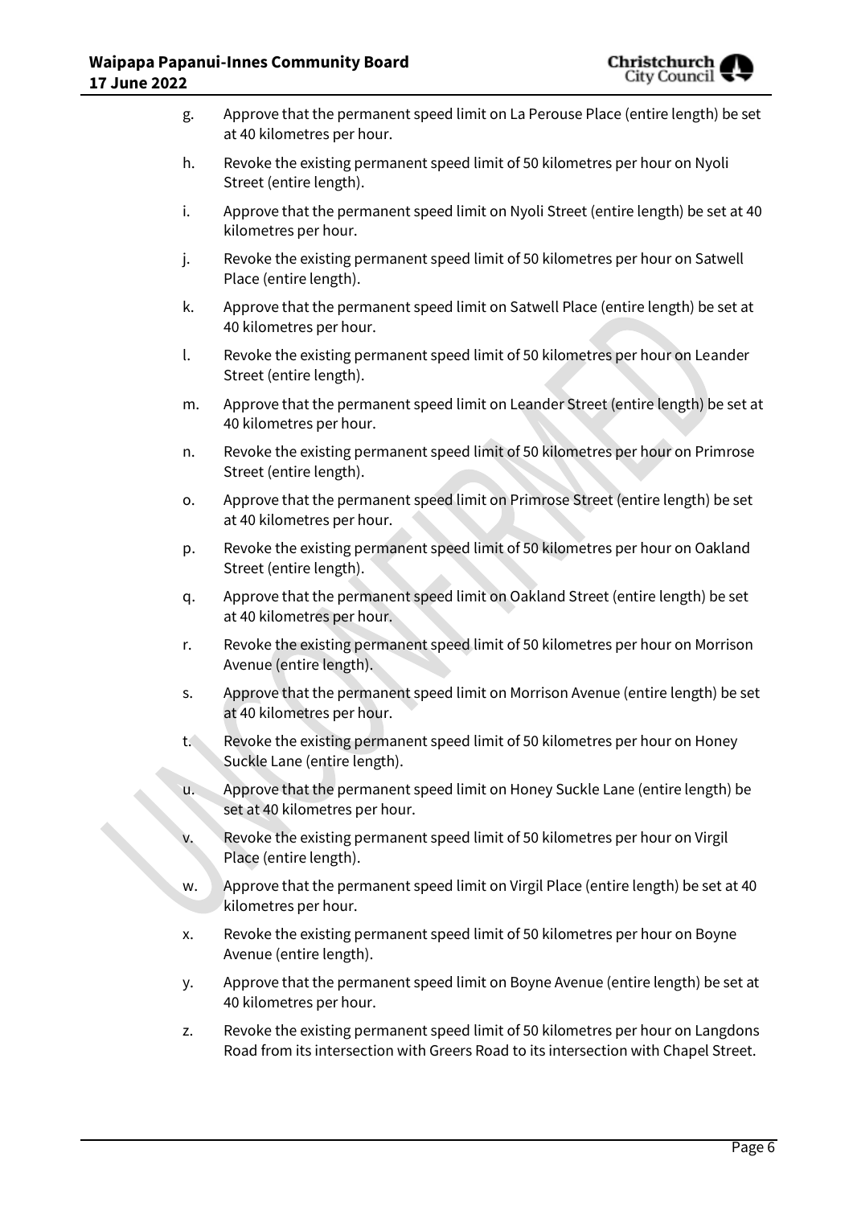g. Approve that the permanent speed limit on La Perouse Place (entire length) be set at 40 kilometres per hour.

h. Revoke the existing permanent speed limit of 50 kilometres per hour on Nyoli Street (entire length).

i. Approve that the permanent speed limit on Nyoli Street (entire length) be set at 40 kilometres per hour.

j. Revoke the existing permanent speed limit of 50 kilometres per hour on Satwell Place (entire length).

k. Approve that the permanent speed limit on Satwell Place (entire length) be set at 40 kilometres per hour.

l. Revoke the existing permanent speed limit of 50 kilometres per hour on Leander Street (entire length).

m. Approve that the permanent speed limit on Leander Street (entire length) be set at 40 kilometres per hour.

n. Revoke the existing permanent speed limit of 50 kilometres per hour on Primrose Street (entire length).

o. Approve that the permanent speed limit on Primrose Street (entire length) be set at 40 kilometres per hour.

p. Revoke the existing permanent speed limit of 50 kilometres per hour on Oakland Street (entire length).

q. Approve that the permanent speed limit on Oakland Street (entire length) be set at 40 kilometres per hour.

r. Revoke the existing permanent speed limit of 50 kilometres per hour on Morrison Avenue (entire length).

s. Approve that the permanent speed limit on Morrison Avenue (entire length) be set at 40 kilometres per hour.

t. Revoke the existing permanent speed limit of 50 kilometres per hour on Honey Suckle Lane (entire length).

u. Approve that the permanent speed limit on Honey Suckle Lane (entire length) be set at 40 kilometres per hour.

v. Revoke the existing permanent speed limit of 50 kilometres per hour on Virgil Place (entire length).

w. Approve that the permanent speed limit on Virgil Place (entire length) be set at 40 kilometres per hour.

x. Revoke the existing permanent speed limit of 50 kilometres per hour on Boyne Avenue (entire length).

y. Approve that the permanent speed limit on Boyne Avenue (entire length) be set at 40 kilometres per hour.

z. Revoke the existing permanent speed limit of 50 kilometres per hour on Langdons Road from its intersection with Greers Road to its intersection with Chapel Street.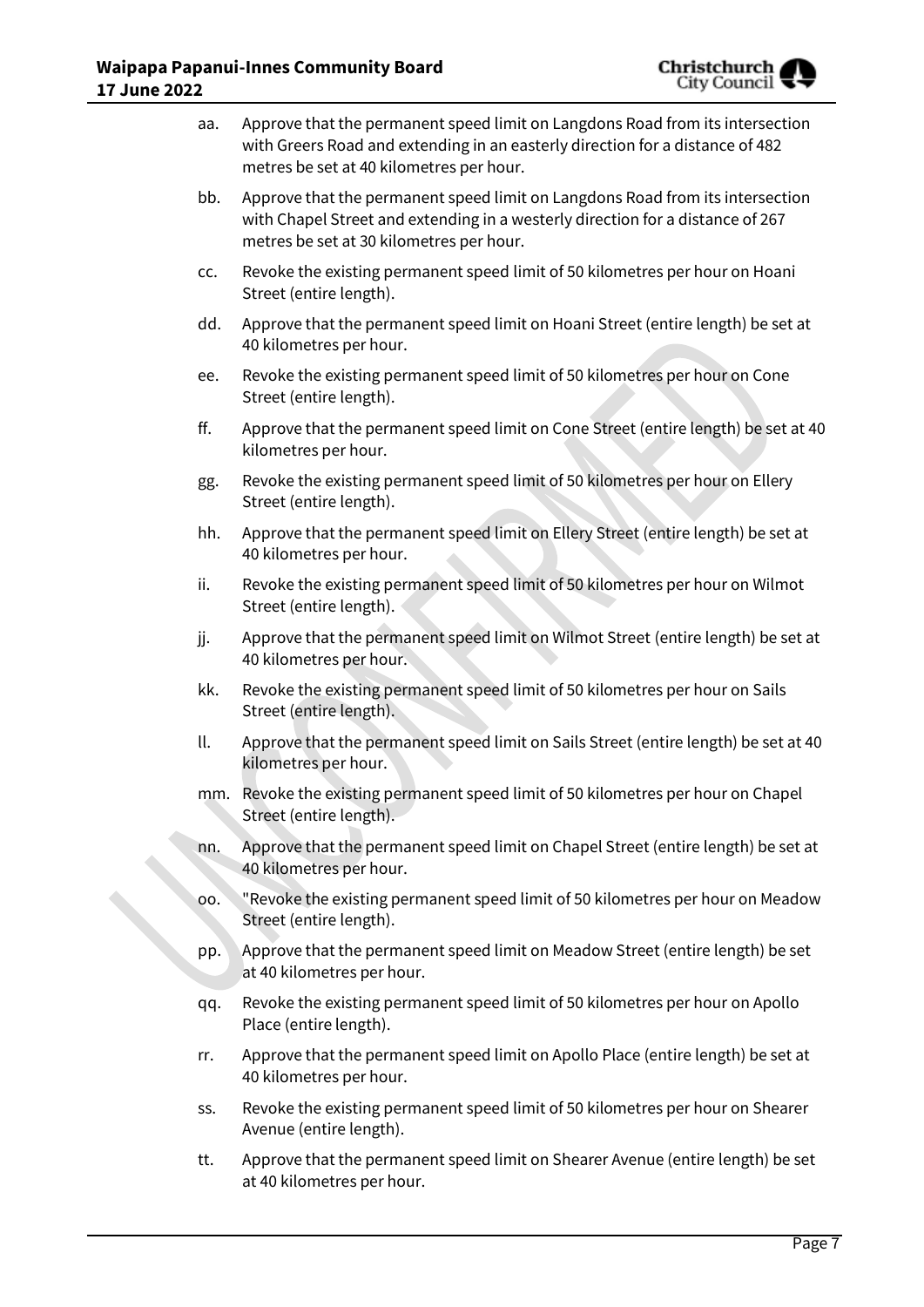aa. Approve that the permanent speed limit on Langdons Road from its intersection with Greers Road and extending in an easterly direction for a distance of 482 metres be set at 40 kilometres per hour.

bb. Approve that the permanent speed limit on Langdons Road from its intersection with Chapel Street and extending in a westerly direction for a distance of 267 metres be set at 30 kilometres per hour.

cc. Revoke the existing permanent speed limit of 50 kilometres per hour on Hoani Street (entire length).

dd. Approve that the permanent speed limit on Hoani Street (entire length) be set at 40 kilometres per hour.

ee. Revoke the existing permanent speed limit of 50 kilometres per hour on Cone Street (entire length).

ff. Approve that the permanent speed limit on Cone Street (entire length) be set at 40 kilometres per hour.

gg. Revoke the existing permanent speed limit of 50 kilometres per hour on Ellery Street (entire length).

hh. Approve that the permanent speed limit on Ellery Street (entire length) be set at 40 kilometres per hour.

ii. Revoke the existing permanent speed limit of 50 kilometres per hour on Wilmot Street (entire length).

jj. Approve that the permanent speed limit on Wilmot Street (entire length) be set at 40 kilometres per hour.

kk. Revoke the existing permanent speed limit of 50 kilometres per hour on Sails Street (entire length).

ll. Approve that the permanent speed limit on Sails Street (entire length) be set at 40 kilometres per hour.

mm. Revoke the existing permanent speed limit of 50 kilometres per hour on Chapel Street (entire length).

nn. Approve that the permanent speed limit on Chapel Street (entire length) be set at 40 kilometres per hour.

oo. "Revoke the existing permanent speed limit of 50 kilometres per hour on Meadow Street (entire length).

pp. Approve that the permanent speed limit on Meadow Street (entire length) be set at 40 kilometres per hour.

qq. Revoke the existing permanent speed limit of 50 kilometres per hour on Apollo Place (entire length).

rr. Approve that the permanent speed limit on Apollo Place (entire length) be set at 40 kilometres per hour.

ss. Revoke the existing permanent speed limit of 50 kilometres per hour on Shearer Avenue (entire length).

tt. Approve that the permanent speed limit on Shearer Avenue (entire length) be set at 40 kilometres per hour.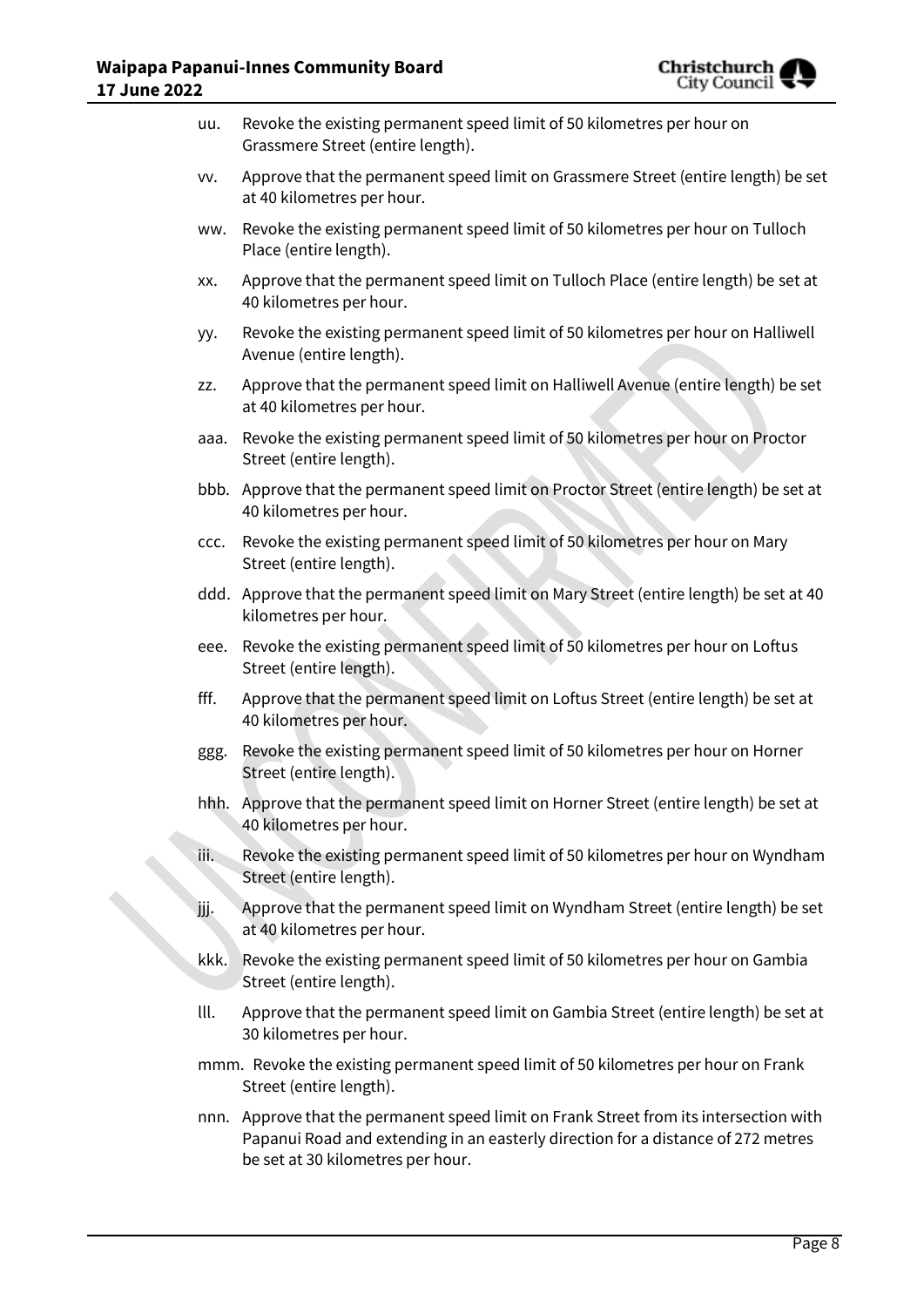uu. Revoke the existing permanent speed limit of 50 kilometres per hour on Grassmere Street (entire length).

vv. Approve that the permanent speed limit on Grassmere Street (entire length) be set at 40 kilometres per hour.

ww. Revoke the existing permanent speed limit of 50 kilometres per hour on Tulloch Place (entire length).

xx. Approve that the permanent speed limit on Tulloch Place (entire length) be set at 40 kilometres per hour.

yy. Revoke the existing permanent speed limit of 50 kilometres per hour on Halliwell Avenue (entire length).

zz. Approve that the permanent speed limit on Halliwell Avenue (entire length) be set at 40 kilometres per hour.

aaa. Revoke the existing permanent speed limit of 50 kilometres per hour on Proctor Street (entire length).

bbb. Approve that the permanent speed limit on Proctor Street (entire length) be set at 40 kilometres per hour.

ccc. Revoke the existing permanent speed limit of 50 kilometres per hour on Mary Street (entire length).

ddd. Approve that the permanent speed limit on Mary Street (entire length) be set at 40 kilometres per hour.

eee. Revoke the existing permanent speed limit of 50 kilometres per hour on Loftus Street (entire length).

fff. Approve that the permanent speed limit on Loftus Street (entire length) be set at 40 kilometres per hour.

ggg. Revoke the existing permanent speed limit of 50 kilometres per hour on Horner Street (entire length).

hhh. Approve that the permanent speed limit on Horner Street (entire length) be set at 40 kilometres per hour.

iii. Revoke the existing permanent speed limit of 50 kilometres per hour on Wyndham Street (entire length).

jjj. Approve that the permanent speed limit on Wyndham Street (entire length) be set at 40 kilometres per hour.

kkk. Revoke the existing permanent speed limit of 50 kilometres per hour on Gambia Street (entire length).

lll. Approve that the permanent speed limit on Gambia Street (entire length) be set at 30 kilometres per hour.

mmm. Revoke the existing permanent speed limit of 50 kilometres per hour on Frank Street (entire length).

nnn. Approve that the permanent speed limit on Frank Street from its intersection with Papanui Road and extending in an easterly direction for a distance of 272 metres be set at 30 kilometres per hour.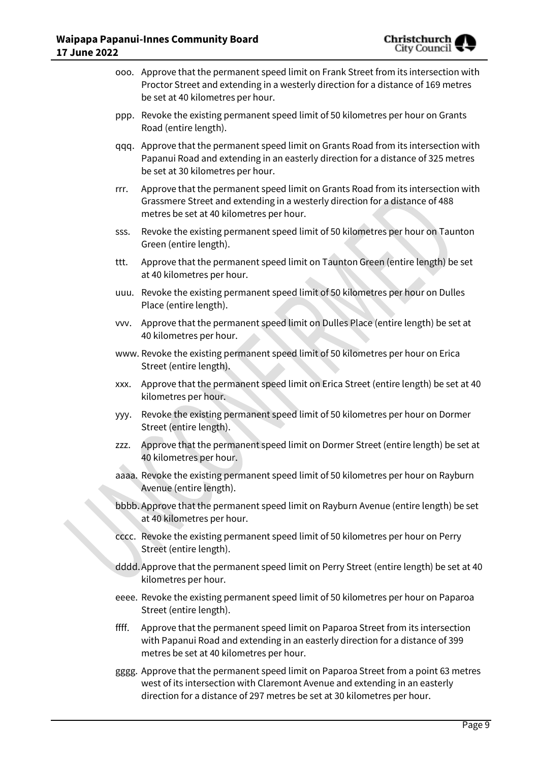ooo. Approve that the permanent speed limit on Frank Street from its intersection with Proctor Street and extending in a westerly direction for a distance of 169 metres be set at 40 kilometres per hour.

ppp. Revoke the existing permanent speed limit of 50 kilometres per hour on Grants Road (entire length).

qqq. Approve that the permanent speed limit on Grants Road from its intersection with Papanui Road and extending in an easterly direction for a distance of 325 metres be set at 30 kilometres per hour.

rrr. Approve that the permanent speed limit on Grants Road from its intersection with Grassmere Street and extending in a westerly direction for a distance of 488 metres be set at 40 kilometres per hour.

sss. Revoke the existing permanent speed limit of 50 kilometres per hour on Taunton Green (entire length).

ttt. Approve that the permanent speed limit on Taunton Green (entire length) be set at 40 kilometres per hour.

uuu. Revoke the existing permanent speed limit of 50 kilometres per hour on Dulles Place (entire length).

vvv. Approve that the permanent speed limit on Dulles Place (entire length) be set at 40 kilometres per hour.

www. Revoke the existing permanent speed limit of 50 kilometres per hour on Erica Street (entire length).

xxx. Approve that the permanent speed limit on Erica Street (entire length) be set at 40 kilometres per hour.

yyy. Revoke the existing permanent speed limit of 50 kilometres per hour on Dormer Street (entire length).

zzz. Approve that the permanent speed limit on Dormer Street (entire length) be set at 40 kilometres per hour.

aaaa. Revoke the existing permanent speed limit of 50 kilometres per hour on Rayburn Avenue (entire length).

bbbb. Approve that the permanent speed limit on Rayburn Avenue (entire length) be set at 40 kilometres per hour.

cccc. Revoke the existing permanent speed limit of 50 kilometres per hour on Perry Street (entire length).

dddd. Approve that the permanent speed limit on Perry Street (entire length) be set at 40 kilometres per hour.

eeee. Revoke the existing permanent speed limit of 50 kilometres per hour on Paparoa Street (entire length).

ffff. Approve that the permanent speed limit on Paparoa Street from its intersection with Papanui Road and extending in an easterly direction for a distance of 399 metres be set at 40 kilometres per hour.

gggg. Approve that the permanent speed limit on Paparoa Street from a point 63 metres west of its intersection with Claremont Avenue and extending in an easterly direction for a distance of 297 metres be set at 30 kilometres per hour.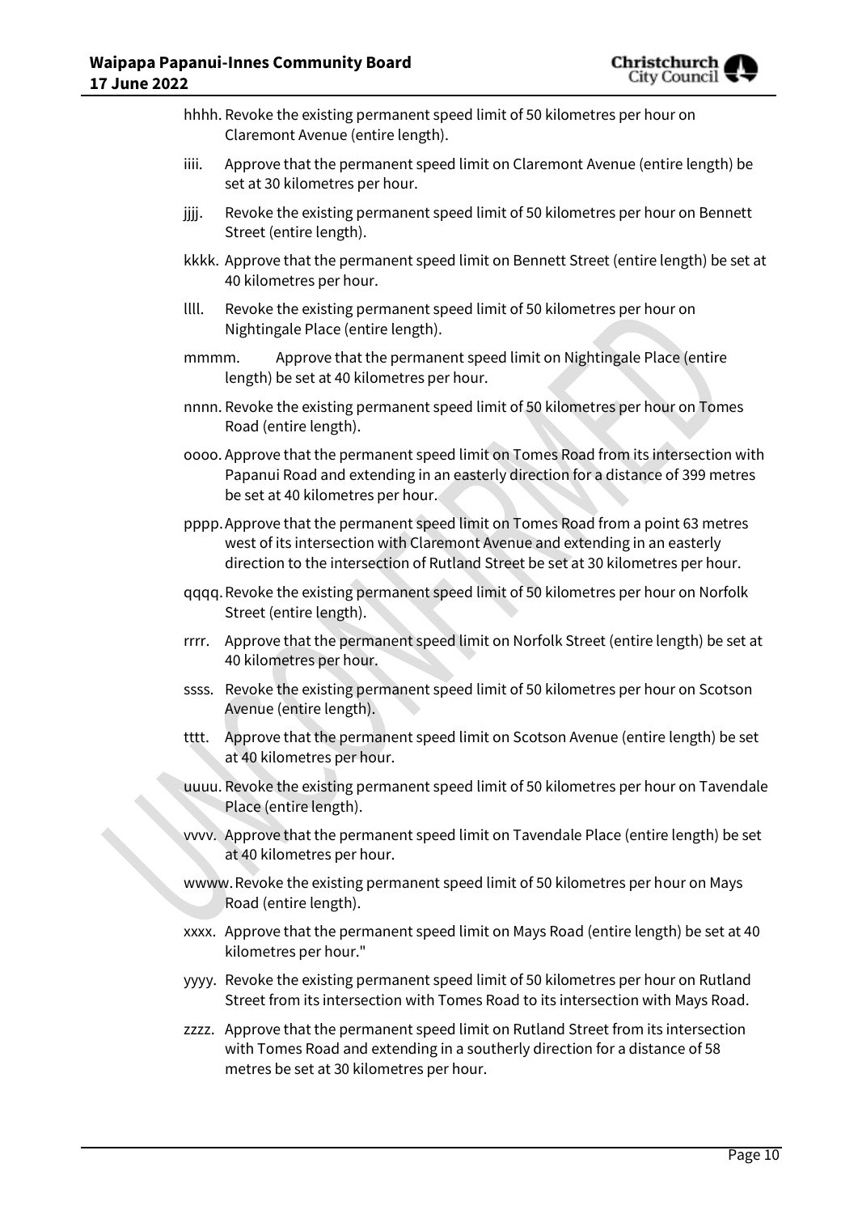hhhh. Revoke the existing permanent speed limit of 50 kilometres per hour on Claremont Avenue (entire length).

iiii. Approve that the permanent speed limit on Claremont Avenue (entire length) be set at 30 kilometres per hour.

jjjj. Revoke the existing permanent speed limit of 50 kilometres per hour on Bennett Street (entire length).

kkkk. Approve that the permanent speed limit on Bennett Street (entire length) be set at 40 kilometres per hour.

llll. Revoke the existing permanent speed limit of 50 kilometres per hour on Nightingale Place (entire length).

mmmm. Approve that the permanent speed limit on Nightingale Place (entire length) be set at 40 kilometres per hour.

nnnn. Revoke the existing permanent speed limit of 50 kilometres per hour on Tomes Road (entire length).

oooo. Approve that the permanent speed limit on Tomes Road from its intersection with Papanui Road and extending in an easterly direction for a distance of 399 metres be set at 40 kilometres per hour.

pppp. Approve that the permanent speed limit on Tomes Road from a point 63 metres west of its intersection with Claremont Avenue and extending in an easterly direction to the intersection of Rutland Street be set at 30 kilometres per hour.

qqqq. Revoke the existing permanent speed limit of 50 kilometres per hour on Norfolk Street (entire length).

rrrr. Approve that the permanent speed limit on Norfolk Street (entire length) be set at 40 kilometres per hour.

ssss. Revoke the existing permanent speed limit of 50 kilometres per hour on Scotson Avenue (entire length).

tttt. Approve that the permanent speed limit on Scotson Avenue (entire length) be set at 40 kilometres per hour.

uuuu. Revoke the existing permanent speed limit of 50 kilometres per hour on Tavendale Place (entire length).

vvvv. Approve that the permanent speed limit on Tavendale Place (entire length) be set at 40 kilometres per hour.

wwww. Revoke the existing permanent speed limit of 50 kilometres per hour on Mays Road (entire length).

xxxx. Approve that the permanent speed limit on Mays Road (entire length) be set at 40 kilometres per hour."

yyyy. Revoke the existing permanent speed limit of 50 kilometres per hour on Rutland Street from its intersection with Tomes Road to its intersection with Mays Road.

zzzz. Approve that the permanent speed limit on Rutland Street from its intersection with Tomes Road and extending in a southerly direction for a distance of 58 metres be set at 30 kilometres per hour.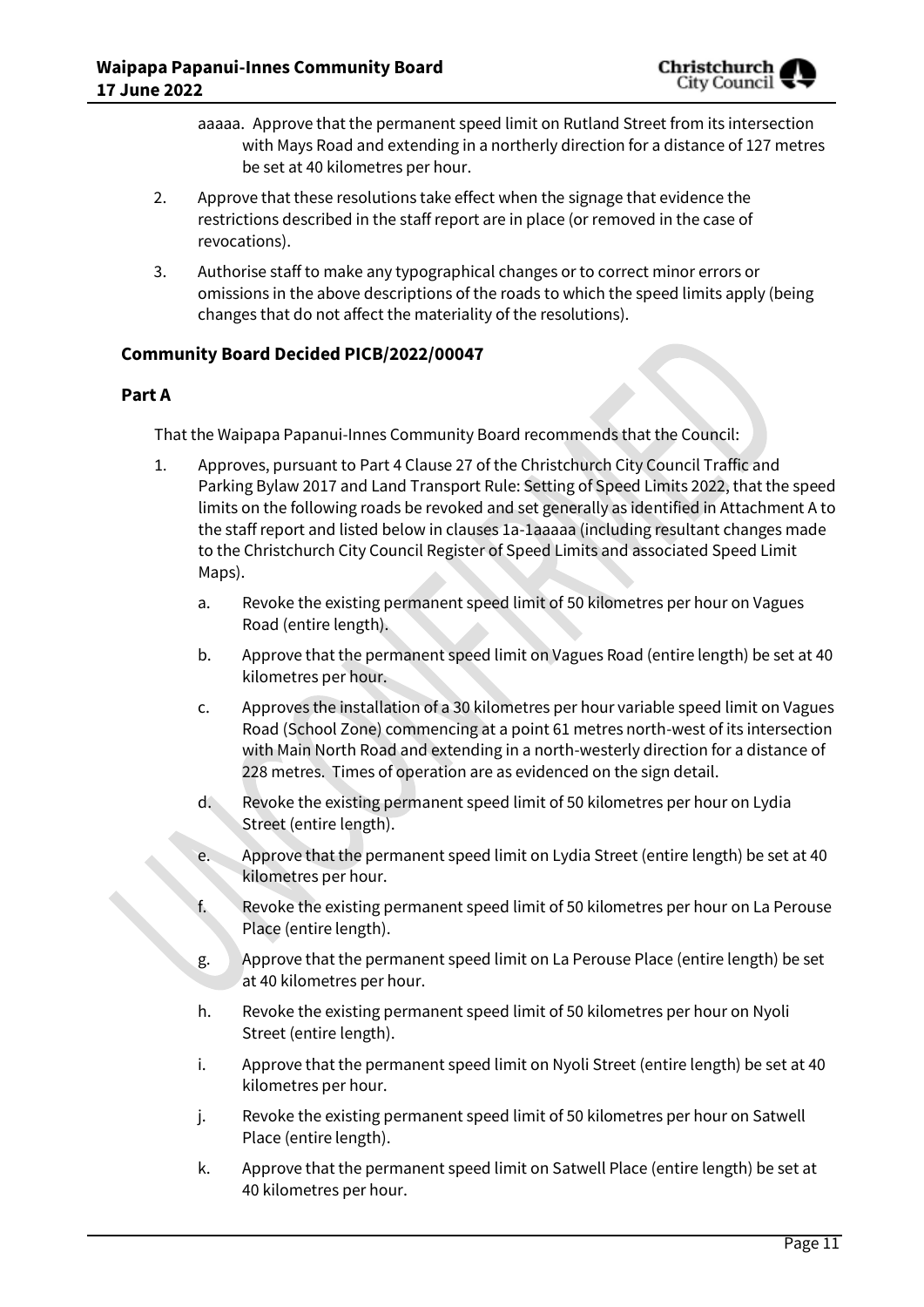aaaaa. Approve that the permanent speed limit on Rutland Street from its intersection with Mays Road and extending in a northerly direction for a distance of 127 metres be set at 40 kilometres per hour.

2. Approve that these resolutions take effect when the signage that evidence the restrictions described in the staff report are in place (or removed in the case of revocations).

3. Authorise staff to make any typographical changes or to correct minor errors or omissions in the above descriptions of the roads to which the speed limits apply (being changes that do not affect the materiality of the resolutions).

### Community Board Decided PICB/2022/00047

### Part A

That the Waipapa Papanui-Innes Community Board recommends that the Council:

1. Approves, pursuant to Part 4 Clause 27 of the Christchurch City Council Traffic and Parking Bylaw 2017 and Land Transport Rule: Setting of Speed Limits 2022, that the speed limits on the following roads be revoked and set generally as identified in Attachment A to the staff report and listed below in clauses 1a-1aaaaa (including resultant changes made to the Christchurch City Council Register of Speed Limits and associated Speed Limit Maps).

    a. Revoke the existing permanent speed limit of 50 kilometres per hour on Vagues Road (entire length).

    b. Approve that the permanent speed limit on Vagues Road (entire length) be set at 40 kilometres per hour.

    c. Approves the installation of a 30 kilometres per hour variable speed limit on Vagues Road (School Zone) commencing at a point 61 metres north-west of its intersection with Main North Road and extending in a north-westerly direction for a distance of 228 metres. Times of operation are as evidenced on the sign detail.

    d. Revoke the existing permanent speed limit of 50 kilometres per hour on Lydia Street (entire length).

    e. Approve that the permanent speed limit on Lydia Street (entire length) be set at 40 kilometres per hour.

    f. Revoke the existing permanent speed limit of 50 kilometres per hour on La Perouse Place (entire length).

    g. Approve that the permanent speed limit on La Perouse Place (entire length) be set at 40 kilometres per hour.

    h. Revoke the existing permanent speed limit of 50 kilometres per hour on Nyoli Street (entire length).

    i. Approve that the permanent speed limit on Nyoli Street (entire length) be set at 40 kilometres per hour.

    j. Revoke the existing permanent speed limit of 50 kilometres per hour on Satwell Place (entire length).

    k. Approve that the permanent speed limit on Satwell Place (entire length) be set at 40 kilometres per hour.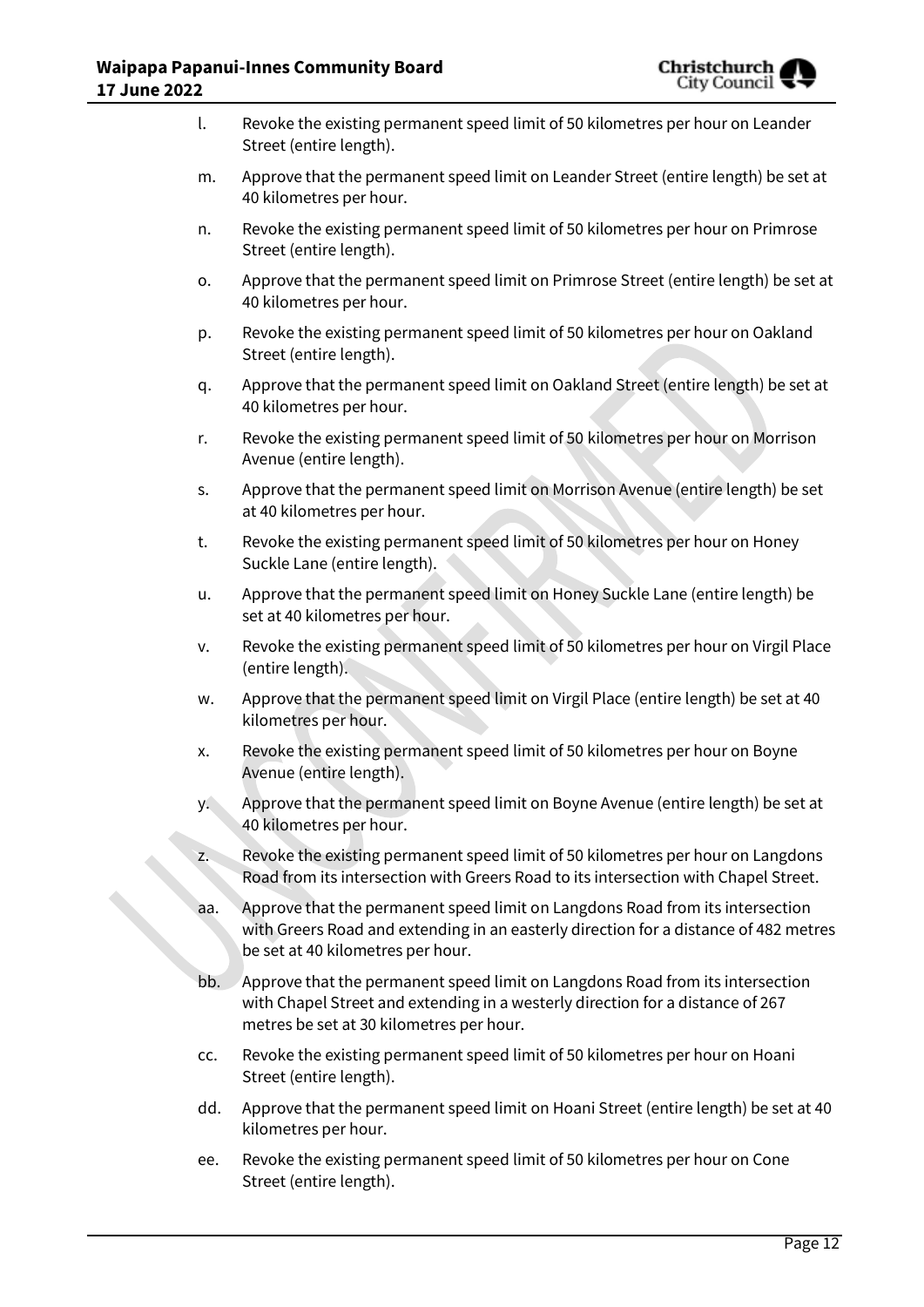l. Revoke the existing permanent speed limit of 50 kilometres per hour on Leander Street (entire length).

m. Approve that the permanent speed limit on Leander Street (entire length) be set at 40 kilometres per hour.

n. Revoke the existing permanent speed limit of 50 kilometres per hour on Primrose Street (entire length).

o. Approve that the permanent speed limit on Primrose Street (entire length) be set at 40 kilometres per hour.

p. Revoke the existing permanent speed limit of 50 kilometres per hour on Oakland Street (entire length).

q. Approve that the permanent speed limit on Oakland Street (entire length) be set at 40 kilometres per hour.

r. Revoke the existing permanent speed limit of 50 kilometres per hour on Morrison Avenue (entire length).

s. Approve that the permanent speed limit on Morrison Avenue (entire length) be set at 40 kilometres per hour.

t. Revoke the existing permanent speed limit of 50 kilometres per hour on Honey Suckle Lane (entire length).

u. Approve that the permanent speed limit on Honey Suckle Lane (entire length) be set at 40 kilometres per hour.

v. Revoke the existing permanent speed limit of 50 kilometres per hour on Virgil Place (entire length).

w. Approve that the permanent speed limit on Virgil Place (entire length) be set at 40 kilometres per hour.

x. Revoke the existing permanent speed limit of 50 kilometres per hour on Boyne Avenue (entire length).

y. Approve that the permanent speed limit on Boyne Avenue (entire length) be set at 40 kilometres per hour.

z. Revoke the existing permanent speed limit of 50 kilometres per hour on Langdons Road from its intersection with Greers Road to its intersection with Chapel Street.

aa. Approve that the permanent speed limit on Langdons Road from its intersection with Greers Road and extending in an easterly direction for a distance of 482 metres be set at 40 kilometres per hour.

bb. Approve that the permanent speed limit on Langdons Road from its intersection with Chapel Street and extending in a westerly direction for a distance of 267 metres be set at 30 kilometres per hour.

cc. Revoke the existing permanent speed limit of 50 kilometres per hour on Hoani Street (entire length).

dd. Approve that the permanent speed limit on Hoani Street (entire length) be set at 40 kilometres per hour.

ee. Revoke the existing permanent speed limit of 50 kilometres per hour on Cone Street (entire length).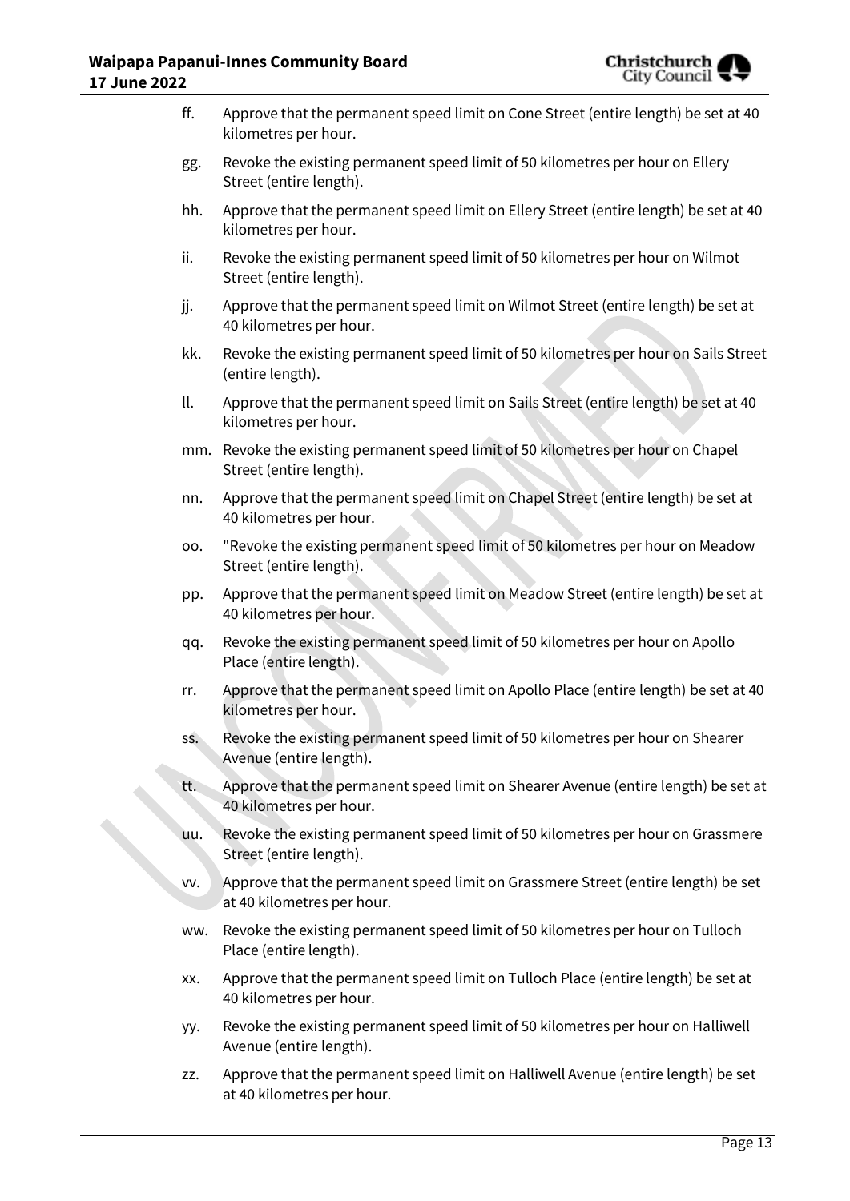ff. Approve that the permanent speed limit on Cone Street (entire length) be set at 40 kilometres per hour.

gg. Revoke the existing permanent speed limit of 50 kilometres per hour on Ellery Street (entire length).

hh. Approve that the permanent speed limit on Ellery Street (entire length) be set at 40 kilometres per hour.

ii. Revoke the existing permanent speed limit of 50 kilometres per hour on Wilmot Street (entire length).

jj. Approve that the permanent speed limit on Wilmot Street (entire length) be set at 40 kilometres per hour.

kk. Revoke the existing permanent speed limit of 50 kilometres per hour on Sails Street (entire length).

ll. Approve that the permanent speed limit on Sails Street (entire length) be set at 40 kilometres per hour.

mm. Revoke the existing permanent speed limit of 50 kilometres per hour on Chapel Street (entire length).

nn. Approve that the permanent speed limit on Chapel Street (entire length) be set at 40 kilometres per hour.

oo. "Revoke the existing permanent speed limit of 50 kilometres per hour on Meadow Street (entire length).

pp. Approve that the permanent speed limit on Meadow Street (entire length) be set at 40 kilometres per hour.

qq. Revoke the existing permanent speed limit of 50 kilometres per hour on Apollo Place (entire length).

rr. Approve that the permanent speed limit on Apollo Place (entire length) be set at 40 kilometres per hour.

ss. Revoke the existing permanent speed limit of 50 kilometres per hour on Shearer Avenue (entire length).

tt. Approve that the permanent speed limit on Shearer Avenue (entire length) be set at 40 kilometres per hour.

uu. Revoke the existing permanent speed limit of 50 kilometres per hour on Grassmere Street (entire length).

vv. Approve that the permanent speed limit on Grassmere Street (entire length) be set at 40 kilometres per hour.

ww. Revoke the existing permanent speed limit of 50 kilometres per hour on Tulloch Place (entire length).

xx. Approve that the permanent speed limit on Tulloch Place (entire length) be set at 40 kilometres per hour.

yy. Revoke the existing permanent speed limit of 50 kilometres per hour on Halliwell Avenue (entire length).

zz. Approve that the permanent speed limit on Halliwell Avenue (entire length) be set at 40 kilometres per hour.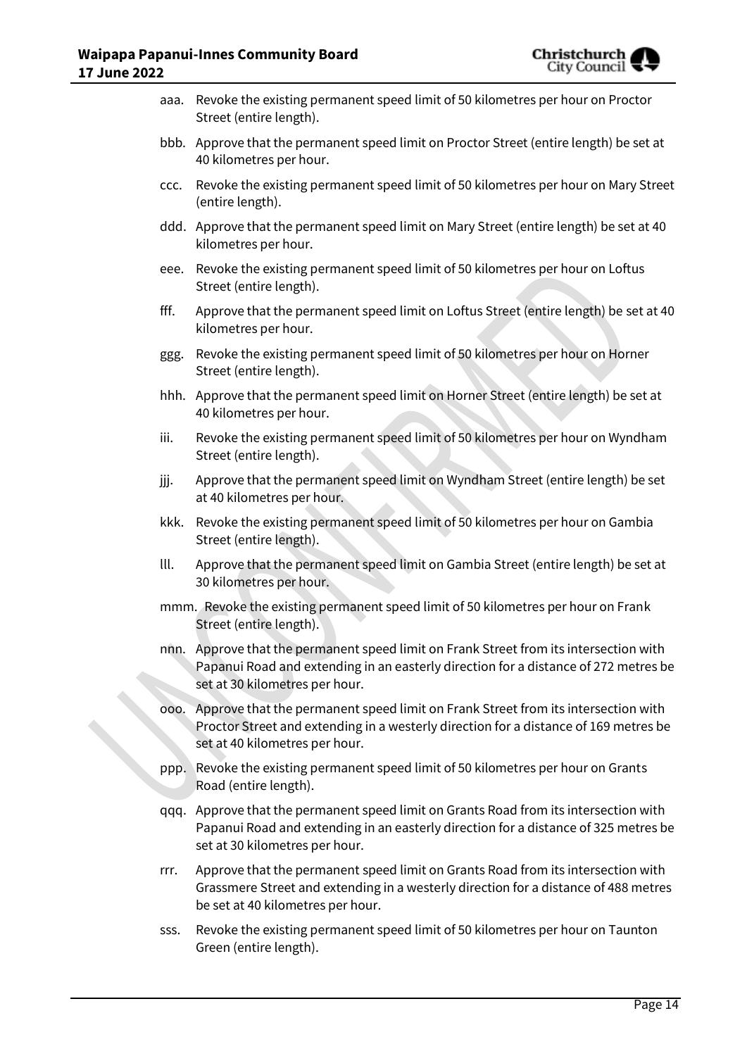aaa. Revoke the existing permanent speed limit of 50 kilometres per hour on Proctor Street (entire length).

bbb. Approve that the permanent speed limit on Proctor Street (entire length) be set at 40 kilometres per hour.

ccc. Revoke the existing permanent speed limit of 50 kilometres per hour on Mary Street (entire length).

ddd. Approve that the permanent speed limit on Mary Street (entire length) be set at 40 kilometres per hour.

eee. Revoke the existing permanent speed limit of 50 kilometres per hour on Loftus Street (entire length).

fff. Approve that the permanent speed limit on Loftus Street (entire length) be set at 40 kilometres per hour.

ggg. Revoke the existing permanent speed limit of 50 kilometres per hour on Horner Street (entire length).

hhh. Approve that the permanent speed limit on Horner Street (entire length) be set at 40 kilometres per hour.

iii. Revoke the existing permanent speed limit of 50 kilometres per hour on Wyndham Street (entire length).

jjj. Approve that the permanent speed limit on Wyndham Street (entire length) be set at 40 kilometres per hour.

kkk. Revoke the existing permanent speed limit of 50 kilometres per hour on Gambia Street (entire length).

lll. Approve that the permanent speed limit on Gambia Street (entire length) be set at 30 kilometres per hour.

mmm. Revoke the existing permanent speed limit of 50 kilometres per hour on Frank Street (entire length).

nnn. Approve that the permanent speed limit on Frank Street from its intersection with Papanui Road and extending in an easterly direction for a distance of 272 metres be set at 30 kilometres per hour.

ooo. Approve that the permanent speed limit on Frank Street from its intersection with Proctor Street and extending in a westerly direction for a distance of 169 metres be set at 40 kilometres per hour.

ppp. Revoke the existing permanent speed limit of 50 kilometres per hour on Grants Road (entire length).

qqq. Approve that the permanent speed limit on Grants Road from its intersection with Papanui Road and extending in an easterly direction for a distance of 325 metres be set at 30 kilometres per hour.

rrr. Approve that the permanent speed limit on Grants Road from its intersection with Grassmere Street and extending in a westerly direction for a distance of 488 metres be set at 40 kilometres per hour.

sss. Revoke the existing permanent speed limit of 50 kilometres per hour on Taunton Green (entire length).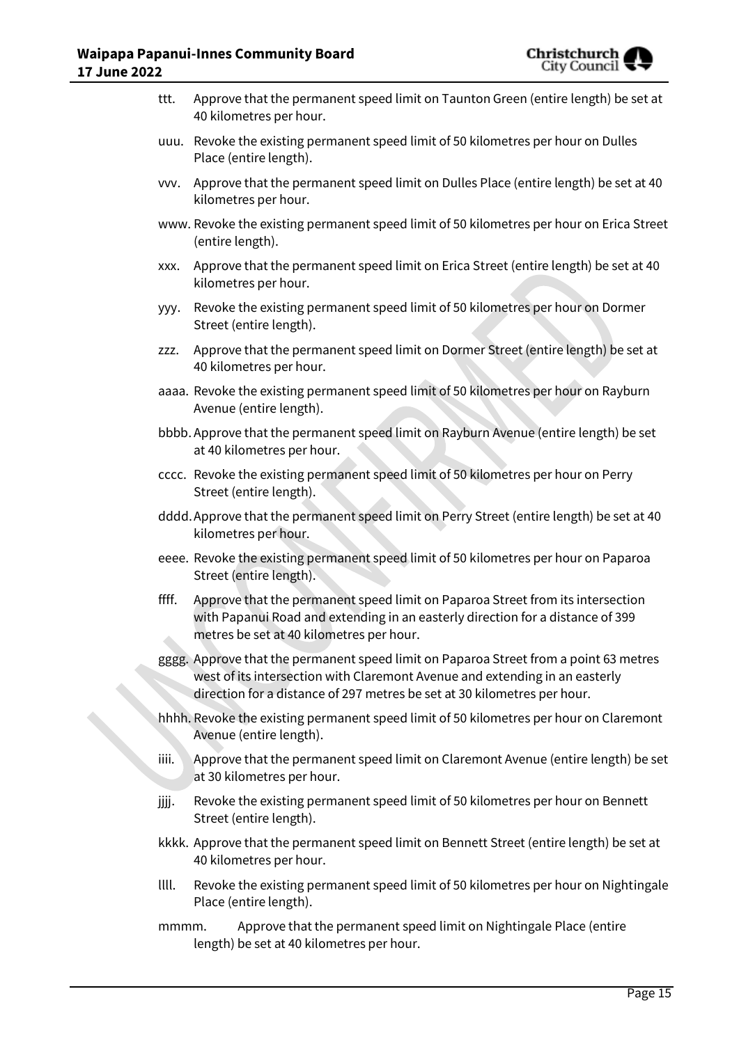ttt. Approve that the permanent speed limit on Taunton Green (entire length) be set at 40 kilometres per hour.

uuu. Revoke the existing permanent speed limit of 50 kilometres per hour on Dulles Place (entire length).

vvv. Approve that the permanent speed limit on Dulles Place (entire length) be set at 40 kilometres per hour.

www. Revoke the existing permanent speed limit of 50 kilometres per hour on Erica Street (entire length).

xxx. Approve that the permanent speed limit on Erica Street (entire length) be set at 40 kilometres per hour.

yyy. Revoke the existing permanent speed limit of 50 kilometres per hour on Dormer Street (entire length).

zzz. Approve that the permanent speed limit on Dormer Street (entire length) be set at 40 kilometres per hour.

aaaa. Revoke the existing permanent speed limit of 50 kilometres per hour on Rayburn Avenue (entire length).

bbbb. Approve that the permanent speed limit on Rayburn Avenue (entire length) be set at 40 kilometres per hour.

cccc. Revoke the existing permanent speed limit of 50 kilometres per hour on Perry Street (entire length).

dddd. Approve that the permanent speed limit on Perry Street (entire length) be set at 40 kilometres per hour.

eeee. Revoke the existing permanent speed limit of 50 kilometres per hour on Paparoa Street (entire length).

ffff. Approve that the permanent speed limit on Paparoa Street from its intersection with Papanui Road and extending in an easterly direction for a distance of 399 metres be set at 40 kilometres per hour.

gggg. Approve that the permanent speed limit on Paparoa Street from a point 63 metres west of its intersection with Claremont Avenue and extending in an easterly direction for a distance of 297 metres be set at 30 kilometres per hour.

hhhh. Revoke the existing permanent speed limit of 50 kilometres per hour on Claremont Avenue (entire length).

iiii. Approve that the permanent speed limit on Claremont Avenue (entire length) be set at 30 kilometres per hour.

jjjj. Revoke the existing permanent speed limit of 50 kilometres per hour on Bennett Street (entire length).

kkkk. Approve that the permanent speed limit on Bennett Street (entire length) be set at 40 kilometres per hour.

llll. Revoke the existing permanent speed limit of 50 kilometres per hour on Nightingale Place (entire length).

mmmm. Approve that the permanent speed limit on Nightingale Place (entire length) be set at 40 kilometres per hour.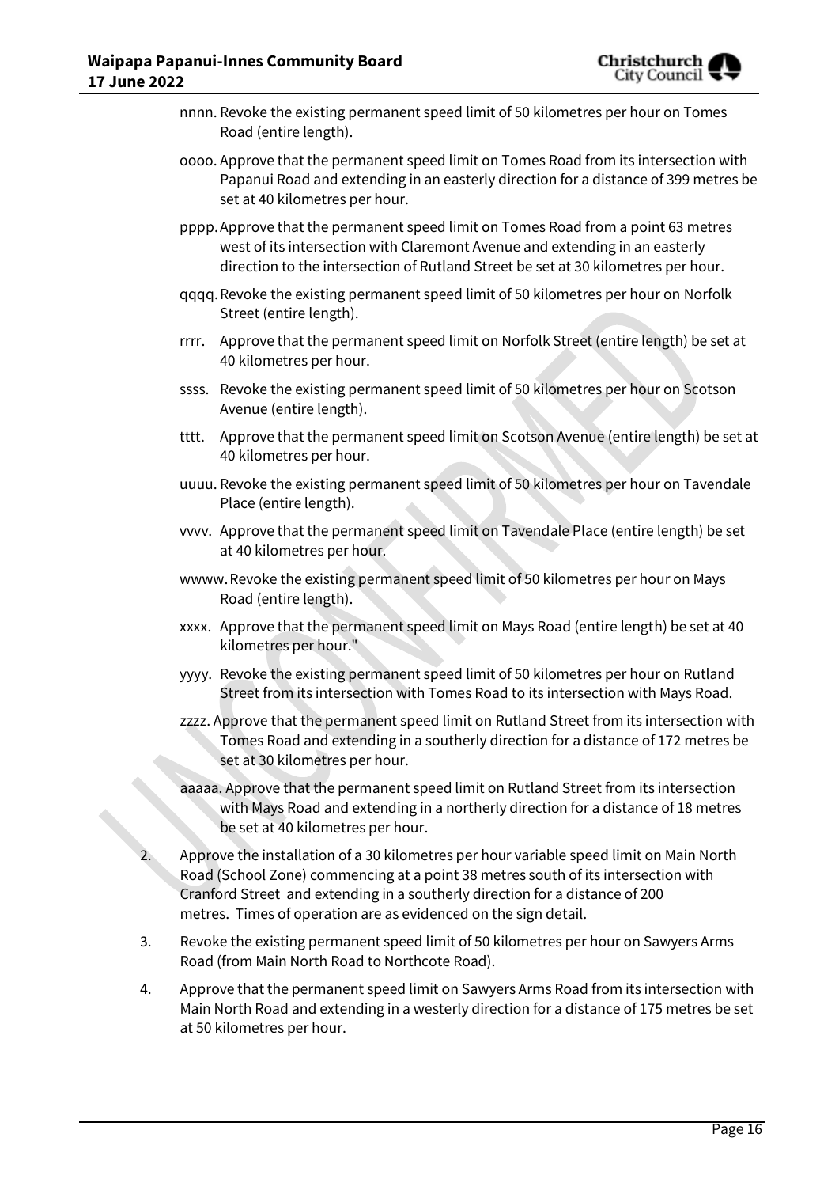nnnn. Revoke the existing permanent speed limit of 50 kilometres per hour on Tomes Road (entire length).

oooo. Approve that the permanent speed limit on Tomes Road from its intersection with Papanui Road and extending in an easterly direction for a distance of 399 metres be set at 40 kilometres per hour.

pppp. Approve that the permanent speed limit on Tomes Road from a point 63 metres west of its intersection with Claremont Avenue and extending in an easterly direction to the intersection of Rutland Street be set at 30 kilometres per hour.

qqqq. Revoke the existing permanent speed limit of 50 kilometres per hour on Norfolk Street (entire length).

rrrr. Approve that the permanent speed limit on Norfolk Street (entire length) be set at 40 kilometres per hour.

ssss. Revoke the existing permanent speed limit of 50 kilometres per hour on Scotson Avenue (entire length).

tttt. Approve that the permanent speed limit on Scotson Avenue (entire length) be set at 40 kilometres per hour.

uuuu. Revoke the existing permanent speed limit of 50 kilometres per hour on Tavendale Place (entire length).

vvvv. Approve that the permanent speed limit on Tavendale Place (entire length) be set at 40 kilometres per hour.

wwww. Revoke the existing permanent speed limit of 50 kilometres per hour on Mays Road (entire length).

xxxx. Approve that the permanent speed limit on Mays Road (entire length) be set at 40 kilometres per hour."

yyyy. Revoke the existing permanent speed limit of 50 kilometres per hour on Rutland Street from its intersection with Tomes Road to its intersection with Mays Road.

zzzz. Approve that the permanent speed limit on Rutland Street from its intersection with Tomes Road and extending in a southerly direction for a distance of 172 metres be set at 30 kilometres per hour.

aaaaa. Approve that the permanent speed limit on Rutland Street from its intersection with Mays Road and extending in a northerly direction for a distance of 18 metres be set at 40 kilometres per hour.

2. Approve the installation of a 30 kilometres per hour variable speed limit on Main North Road (School Zone) commencing at a point 38 metres south of its intersection with Cranford Street and extending in a southerly direction for a distance of 200 metres. Times of operation are as evidenced on the sign detail.

3. Revoke the existing permanent speed limit of 50 kilometres per hour on Sawyers Arms Road (from Main North Road to Northcote Road).

4. Approve that the permanent speed limit on Sawyers Arms Road from its intersection with Main North Road and extending in a westerly direction for a distance of 175 metres be set at 50 kilometres per hour.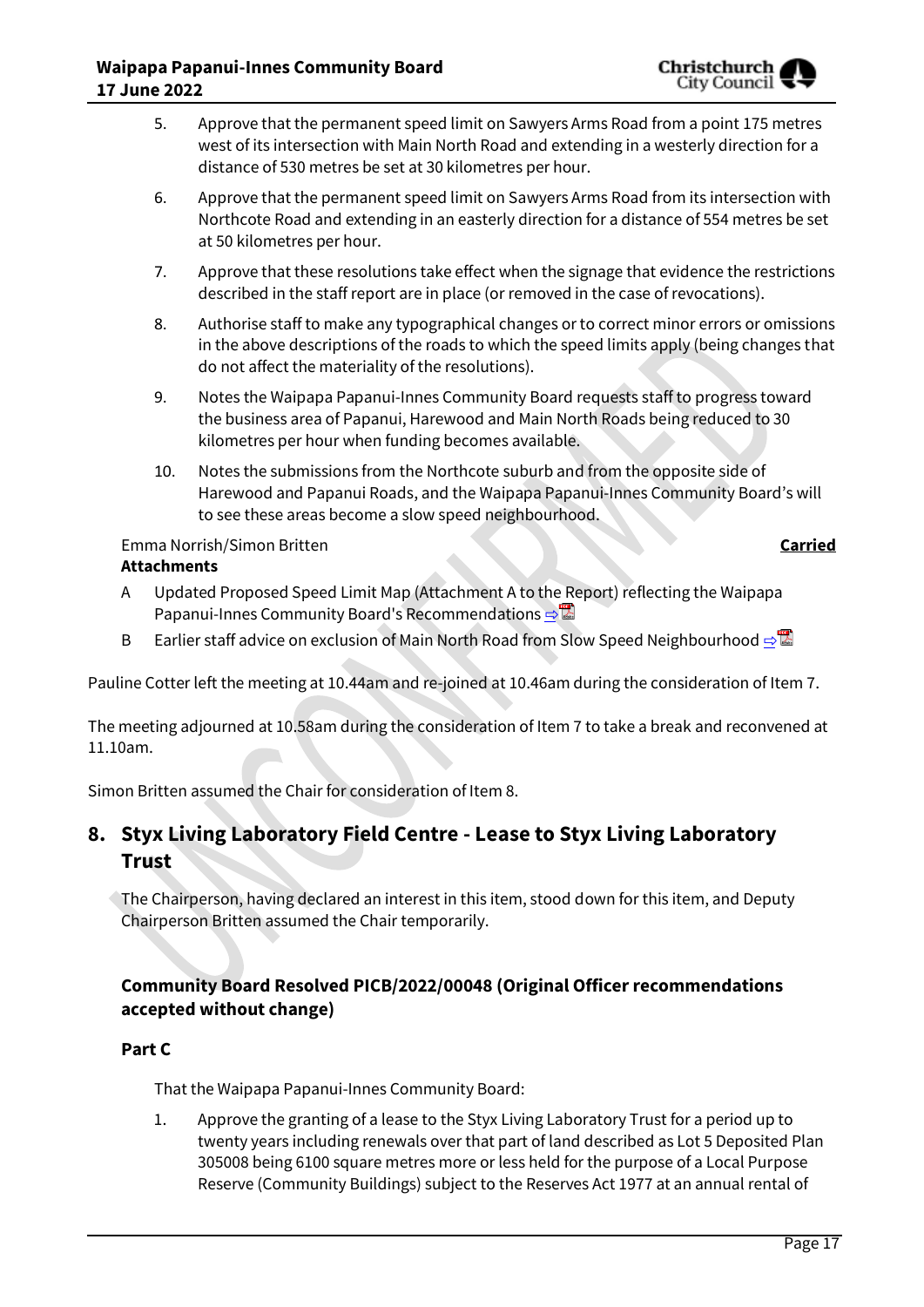5. Approve that the permanent speed limit on Sawyers Arms Road from a point 175 metres west of its intersection with Main North Road and extending in a westerly direction for a distance of 530 metres be set at 30 kilometres per hour.

6. Approve that the permanent speed limit on Sawyers Arms Road from its intersection with Northcote Road and extending in an easterly direction for a distance of 554 metres be set at 50 kilometres per hour.

7. Approve that these resolutions take effect when the signage that evidence the restrictions described in the staff report are in place (or removed in the case of revocations).

8. Authorise staff to make any typographical changes or to correct minor errors or omissions in the above descriptions of the roads to which the speed limits apply (being changes that do not affect the materiality of the resolutions).

9. Notes the Waipapa Papanui-Innes Community Board requests staff to progress toward the business area of Papanui, Harewood and Main North Roads being reduced to 30 kilometres per hour when funding becomes available.

10. Notes the submissions from the Northcote suburb and from the opposite side of Harewood and Papanui Roads, and the Waipapa Papanui-Innes Community Board's will to see these areas become a slow speed neighbourhood.

Emma Norrish/Simon Britten **Carried**

**Attachments**

A Updated Proposed Speed Limit Map (Attachment A to the Report) reflecting the Waipapa Papanui-Innes Community Board's Recommendations ⇨

B Earlier staff advice on exclusion of Main North Road from Slow Speed Neighbourhood ⇨

Pauline Cotter left the meeting at 10.44am and re-joined at 10.46am during the consideration of Item 7.

The meeting adjourned at 10.58am during the consideration of Item 7 to take a break and reconvened at 11.10am.

Simon Britten assumed the Chair for consideration of Item 8.

## 8. Styx Living Laboratory Field Centre - Lease to Styx Living Laboratory Trust

The Chairperson, having declared an interest in this item, stood down for this item, and Deputy Chairperson Britten assumed the Chair temporarily.

### Community Board Resolved PICB/2022/00048 (Original Officer recommendations accepted without change)

### Part C

That the Waipapa Papanui-Innes Community Board:

1. Approve the granting of a lease to the Styx Living Laboratory Trust for a period up to twenty years including renewals over that part of land described as Lot 5 Deposited Plan 305008 being 6100 square metres more or less held for the purpose of a Local Purpose Reserve (Community Buildings) subject to the Reserves Act 1977 at an annual rental of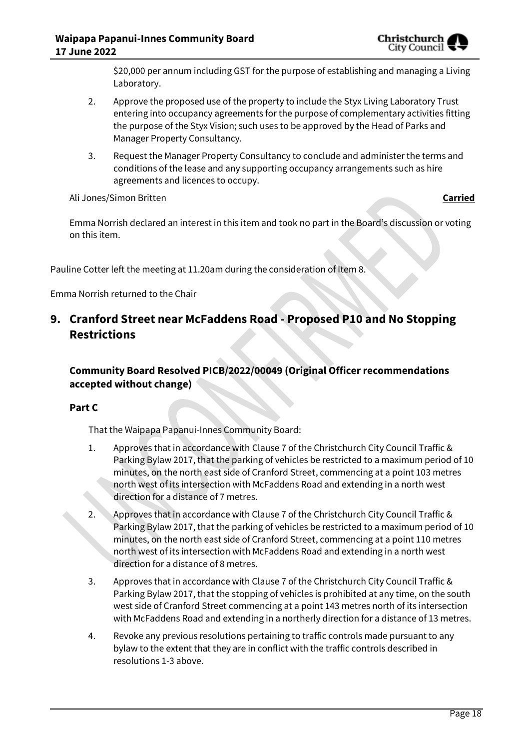$20,000 per annum including GST for the purpose of establishing and managing a Living Laboratory.

2. Approve the proposed use of the property to include the Styx Living Laboratory Trust entering into occupancy agreements for the purpose of complementary activities fitting the purpose of the Styx Vision; such uses to be approved by the Head of Parks and Manager Property Consultancy.

3. Request the Manager Property Consultancy to conclude and administer the terms and conditions of the lease and any supporting occupancy arrangements such as hire agreements and licences to occupy.

Ali Jones/Simon Britten **Carried**

Emma Norrish declared an interest in this item and took no part in the Board's discussion or voting on this item.

Pauline Cotter left the meeting at 11.20am during the consideration of Item 8.

Emma Norrish returned to the Chair

## 9. Cranford Street near McFaddens Road - Proposed P10 and No Stopping Restrictions

### Community Board Resolved PICB/2022/00049 (Original Officer recommendations accepted without change)

### Part C

That the Waipapa Papanui-Innes Community Board:

1. Approves that in accordance with Clause 7 of the Christchurch City Council Traffic & Parking Bylaw 2017, that the parking of vehicles be restricted to a maximum period of 10 minutes, on the north east side of Cranford Street, commencing at a point 103 metres north west of its intersection with McFaddens Road and extending in a north west direction for a distance of 7 metres.

2. Approves that in accordance with Clause 7 of the Christchurch City Council Traffic & Parking Bylaw 2017, that the parking of vehicles be restricted to a maximum period of 10 minutes, on the north east side of Cranford Street, commencing at a point 110 metres north west of its intersection with McFaddens Road and extending in a north west direction for a distance of 8 metres.

3. Approves that in accordance with Clause 7 of the Christchurch City Council Traffic & Parking Bylaw 2017, that the stopping of vehicles is prohibited at any time, on the south west side of Cranford Street commencing at a point 143 metres north of its intersection with McFaddens Road and extending in a northerly direction for a distance of 13 metres.

4. Revoke any previous resolutions pertaining to traffic controls made pursuant to any bylaw to the extent that they are in conflict with the traffic controls described in resolutions 1-3 above.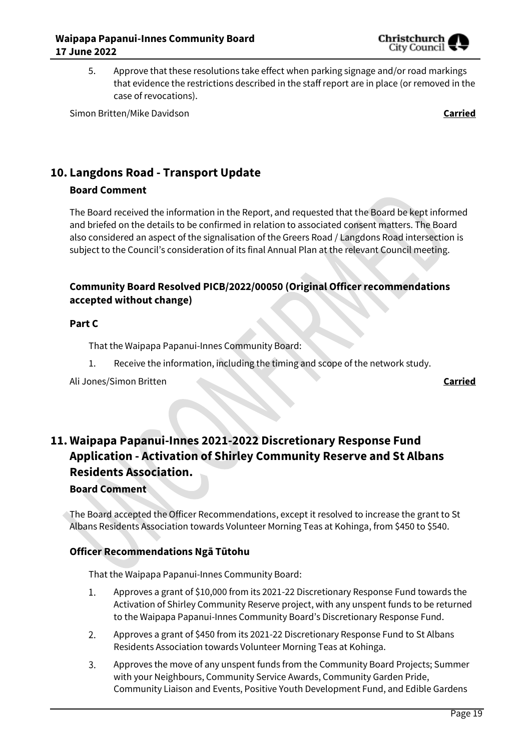5. Approve that these resolutions take effect when parking signage and/or road markings that evidence the restrictions described in the staff report are in place (or removed in the case of revocations).

Simon Britten/Mike Davidson **Carried**

## 10. Langdons Road - Transport Update

### Board Comment

The Board received the information in the Report, and requested that the Board be kept informed and briefed on the details to be confirmed in relation to associated consent matters. The Board also considered an aspect of the signalisation of the Greers Road / Langdons Road intersection is subject to the Council's consideration of its final Annual Plan at the relevant Council meeting.

### Community Board Resolved PICB/2022/00050 (Original Officer recommendations accepted without change)

### Part C

That the Waipapa Papanui-Innes Community Board:

1. Receive the information, including the timing and scope of the network study.

Ali Jones/Simon Britten **Carried**

## 11. Waipapa Papanui-Innes 2021-2022 Discretionary Response Fund Application - Activation of Shirley Community Reserve and St Albans Residents Association.

### Board Comment

The Board accepted the Officer Recommendations, except it resolved to increase the grant to St Albans Residents Association towards Volunteer Morning Teas at Kohinga, from $450 to $540.

### Officer Recommendations Ngā Tūtohu

That the Waipapa Papanui-Innes Community Board:

1. Approves a grant of $10,000 from its 2021-22 Discretionary Response Fund towards the Activation of Shirley Community Reserve project, with any unspent funds to be returned to the Waipapa Papanui-Innes Community Board's Discretionary Response Fund.
2. Approves a grant of $450 from its 2021-22 Discretionary Response Fund to St Albans Residents Association towards Volunteer Morning Teas at Kohinga.
3. Approves the move of any unspent funds from the Community Board Projects; Summer with your Neighbours, Community Service Awards, Community Garden Pride, Community Liaison and Events, Positive Youth Development Fund, and Edible Gardens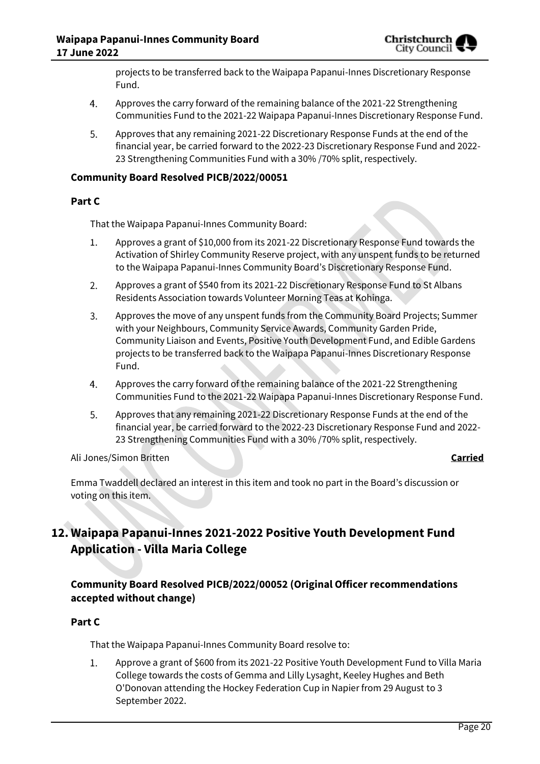projects to be transferred back to the Waipapa Papanui-Innes Discretionary Response Fund.

4. Approves the carry forward of the remaining balance of the 2021-22 Strengthening Communities Fund to the 2021-22 Waipapa Papanui-Innes Discretionary Response Fund.
5. Approves that any remaining 2021-22 Discretionary Response Funds at the end of the financial year, be carried forward to the 2022-23 Discretionary Response Fund and 2022-23 Strengthening Communities Fund with a 30% /70% split, respectively.

**Community Board Resolved PICB/2022/00051**

**Part C**

That the Waipapa Papanui-Innes Community Board:

1. Approves a grant of $10,000 from its 2021-22 Discretionary Response Fund towards the Activation of Shirley Community Reserve project, with any unspent funds to be returned to the Waipapa Papanui-Innes Community Board's Discretionary Response Fund.
2. Approves a grant of $540 from its 2021-22 Discretionary Response Fund to St Albans Residents Association towards Volunteer Morning Teas at Kohinga.
3. Approves the move of any unspent funds from the Community Board Projects; Summer with your Neighbours, Community Service Awards, Community Garden Pride, Community Liaison and Events, Positive Youth Development Fund, and Edible Gardens projects to be transferred back to the Waipapa Papanui-Innes Discretionary Response Fund.
4. Approves the carry forward of the remaining balance of the 2021-22 Strengthening Communities Fund to the 2021-22 Waipapa Papanui-Innes Discretionary Response Fund.
5. Approves that any remaining 2021-22 Discretionary Response Funds at the end of the financial year, be carried forward to the 2022-23 Discretionary Response Fund and 2022-23 Strengthening Communities Fund with a 30% /70% split, respectively.

Ali Jones/Simon Britten **Carried**

Emma Twaddell declared an interest in this item and took no part in the Board's discussion or voting on this item.

# 12. Waipapa Papanui-Innes 2021-2022 Positive Youth Development Fund Application - Villa Maria College

### Community Board Resolved PICB/2022/00052 (Original Officer recommendations accepted without change)

**Part C**

That the Waipapa Papanui-Innes Community Board resolve to:

1. Approve a grant of $600 from its 2021-22 Positive Youth Development Fund to Villa Maria College towards the costs of Gemma and Lilly Lysaght, Keeley Hughes and Beth O'Donovan attending the Hockey Federation Cup in Napier from 29 August to 3 September 2022.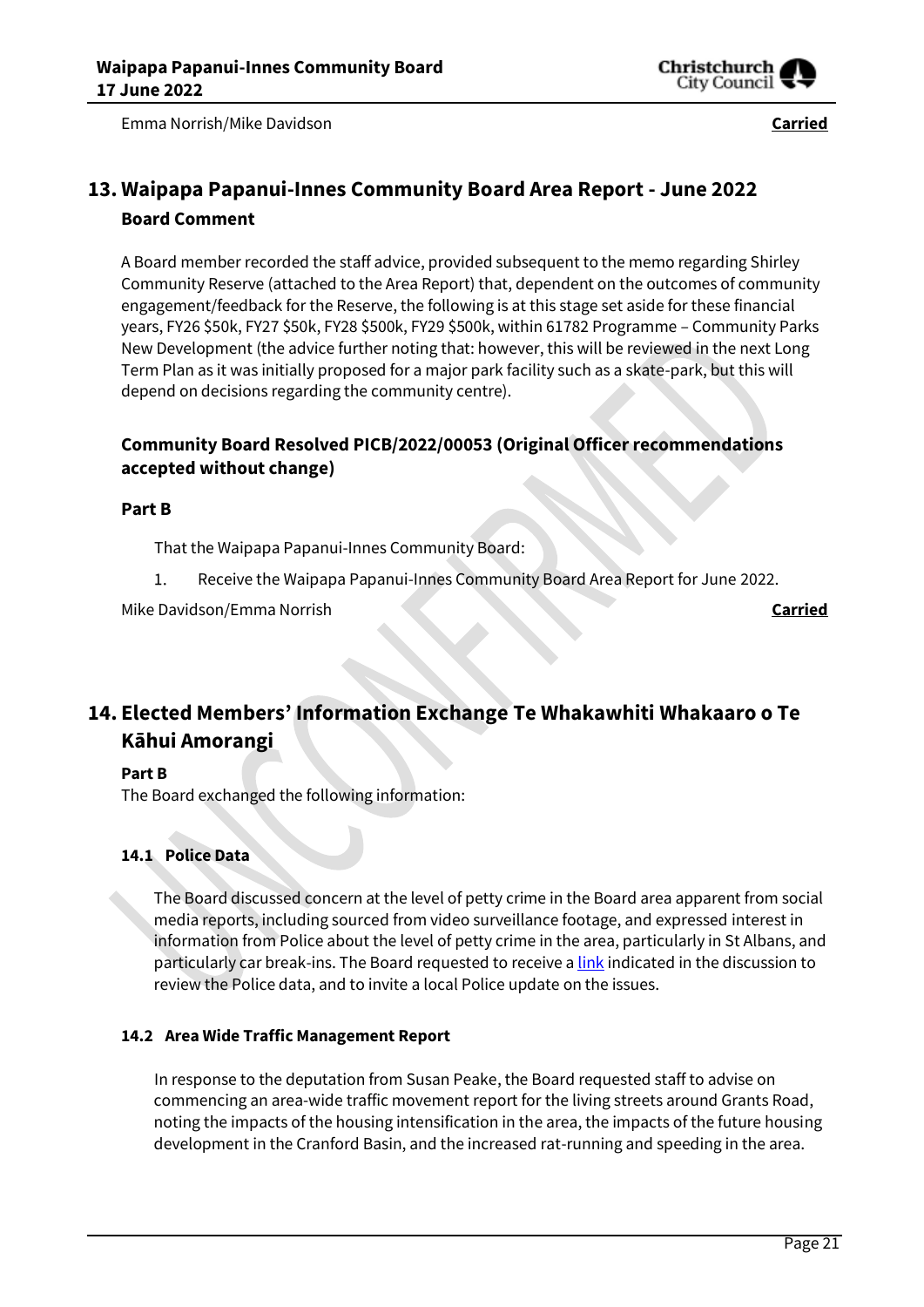Emma Norrish/Mike Davidson **Carried**

## 13. Waipapa Papanui-Innes Community Board Area Report - June 2022

### Board Comment

A Board member recorded the staff advice, provided subsequent to the memo regarding Shirley Community Reserve (attached to the Area Report) that, dependent on the outcomes of community engagement/feedback for the Reserve, the following is at this stage set aside for these financial years, FY26 $50k, FY27 $50k, FY28 $500k, FY29 $500k, within 61782 Programme – Community Parks New Development (the advice further noting that: however, this will be reviewed in the next Long Term Plan as it was initially proposed for a major park facility such as a skate-park, but this will depend on decisions regarding the community centre).

### Community Board Resolved PICB/2022/00053 (Original Officer recommendations accepted without change)

**Part B**

That the Waipapa Papanui-Innes Community Board:

1. Receive the Waipapa Papanui-Innes Community Board Area Report for June 2022.

Mike Davidson/Emma Norrish **Carried**

## 14. Elected Members' Information Exchange Te Whakawhiti Whakaaro o Te Kāhui Amorangi

**Part B**

The Board exchanged the following information:

### 14.1 Police Data

The Board discussed concern at the level of petty crime in the Board area apparent from social media reports, including sourced from video surveillance footage, and expressed interest in information from Police about the level of petty crime in the area, particularly in St Albans, and particularly car break-ins. The Board requested to receive a link indicated in the discussion to review the Police data, and to invite a local Police update on the issues.

### 14.2 Area Wide Traffic Management Report

In response to the deputation from Susan Peake, the Board requested staff to advise on commencing an area-wide traffic movement report for the living streets around Grants Road, noting the impacts of the housing intensification in the area, the impacts of the future housing development in the Cranford Basin, and the increased rat-running and speeding in the area.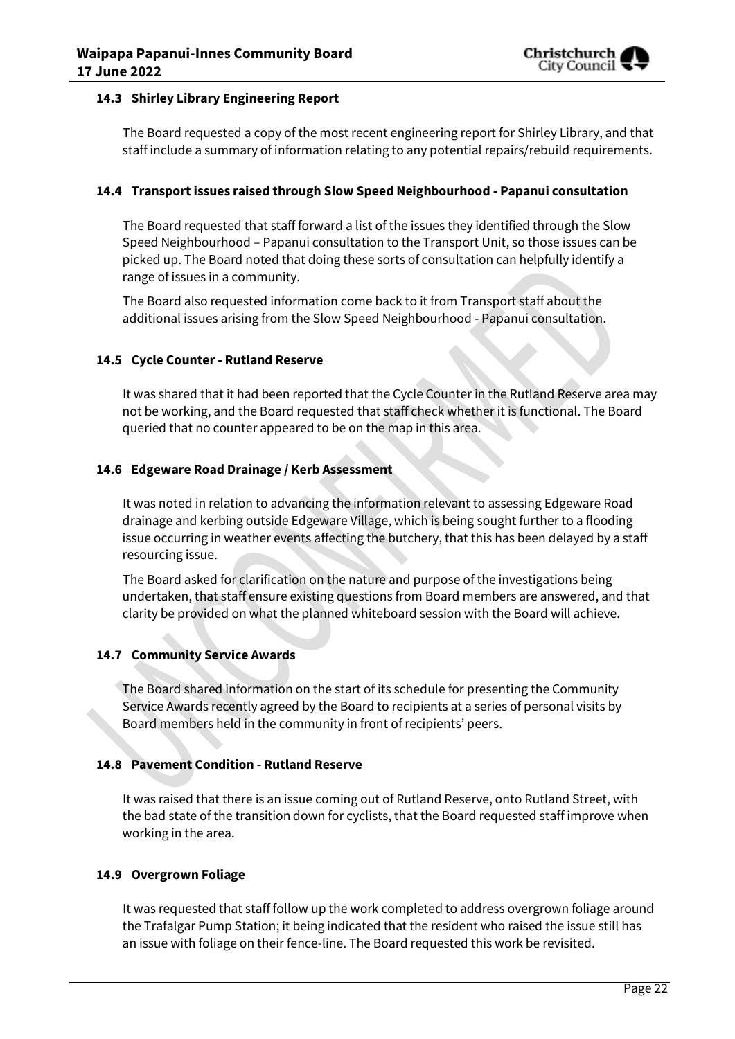### 14.3 Shirley Library Engineering Report

The Board requested a copy of the most recent engineering report for Shirley Library, and that staff include a summary of information relating to any potential repairs/rebuild requirements.

### 14.4 Transport issues raised through Slow Speed Neighbourhood - Papanui consultation

The Board requested that staff forward a list of the issues they identified through the Slow Speed Neighbourhood – Papanui consultation to the Transport Unit, so those issues can be picked up. The Board noted that doing these sorts of consultation can helpfully identify a range of issues in a community.

The Board also requested information come back to it from Transport staff about the additional issues arising from the Slow Speed Neighbourhood - Papanui consultation.

### 14.5 Cycle Counter - Rutland Reserve

It was shared that it had been reported that the Cycle Counter in the Rutland Reserve area may not be working, and the Board requested that staff check whether it is functional. The Board queried that no counter appeared to be on the map in this area.

### 14.6 Edgeware Road Drainage / Kerb Assessment

It was noted in relation to advancing the information relevant to assessing Edgeware Road drainage and kerbing outside Edgeware Village, which is being sought further to a flooding issue occurring in weather events affecting the butchery, that this has been delayed by a staff resourcing issue.

The Board asked for clarification on the nature and purpose of the investigations being undertaken, that staff ensure existing questions from Board members are answered, and that clarity be provided on what the planned whiteboard session with the Board will achieve.

### 14.7 Community Service Awards

The Board shared information on the start of its schedule for presenting the Community Service Awards recently agreed by the Board to recipients at a series of personal visits by Board members held in the community in front of recipients' peers.

### 14.8 Pavement Condition - Rutland Reserve

It was raised that there is an issue coming out of Rutland Reserve, onto Rutland Street, with the bad state of the transition down for cyclists, that the Board requested staff improve when working in the area.

### 14.9 Overgrown Foliage

It was requested that staff follow up the work completed to address overgrown foliage around the Trafalgar Pump Station; it being indicated that the resident who raised the issue still has an issue with foliage on their fence-line. The Board requested this work be revisited.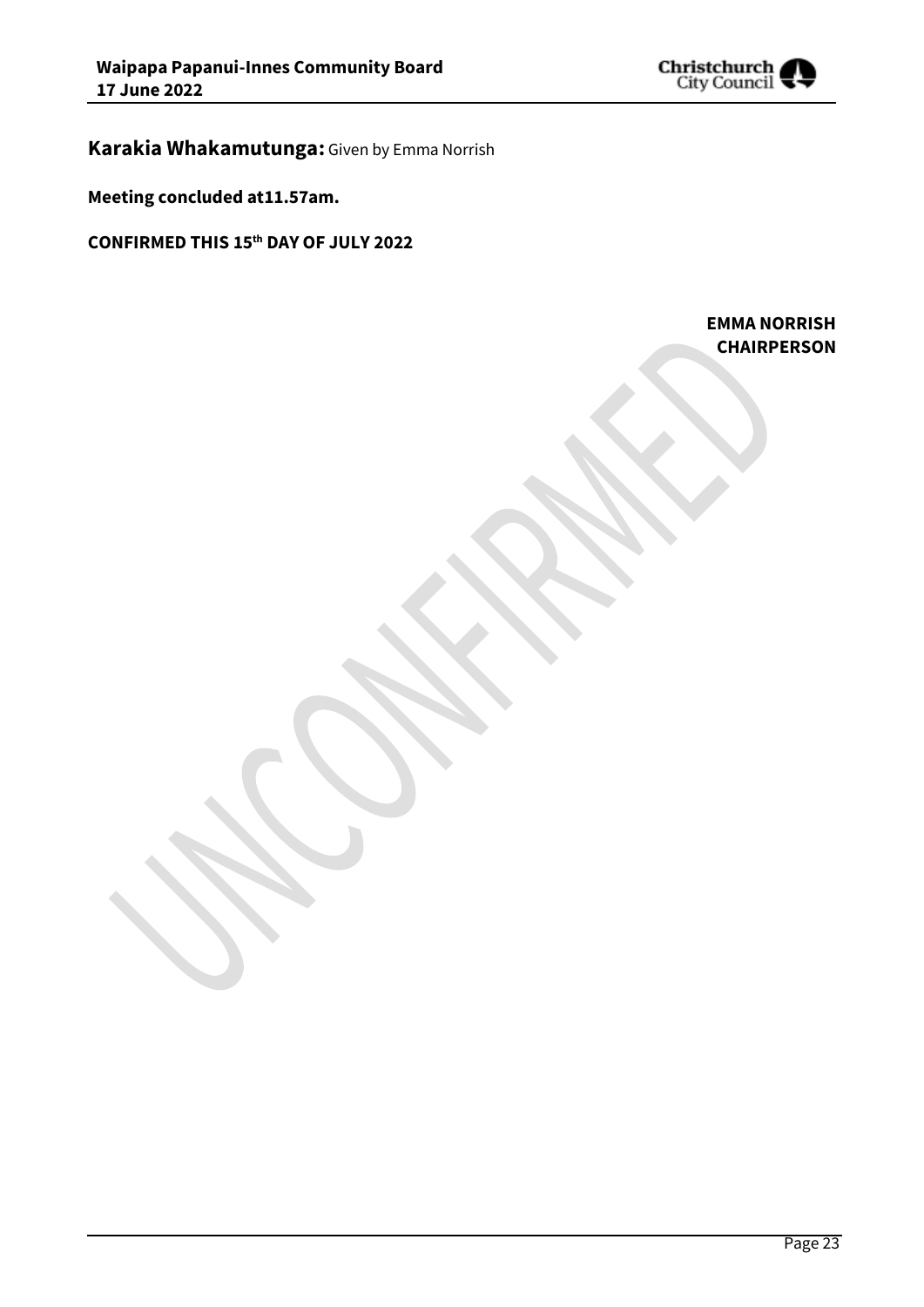**Karakia Whakamutunga:** Given by Emma Norrish

**Meeting concluded at11.57am.**

**CONFIRMED THIS 15th DAY OF JULY 2022**

**EMMA NORRISH**
**CHAIRPERSON**